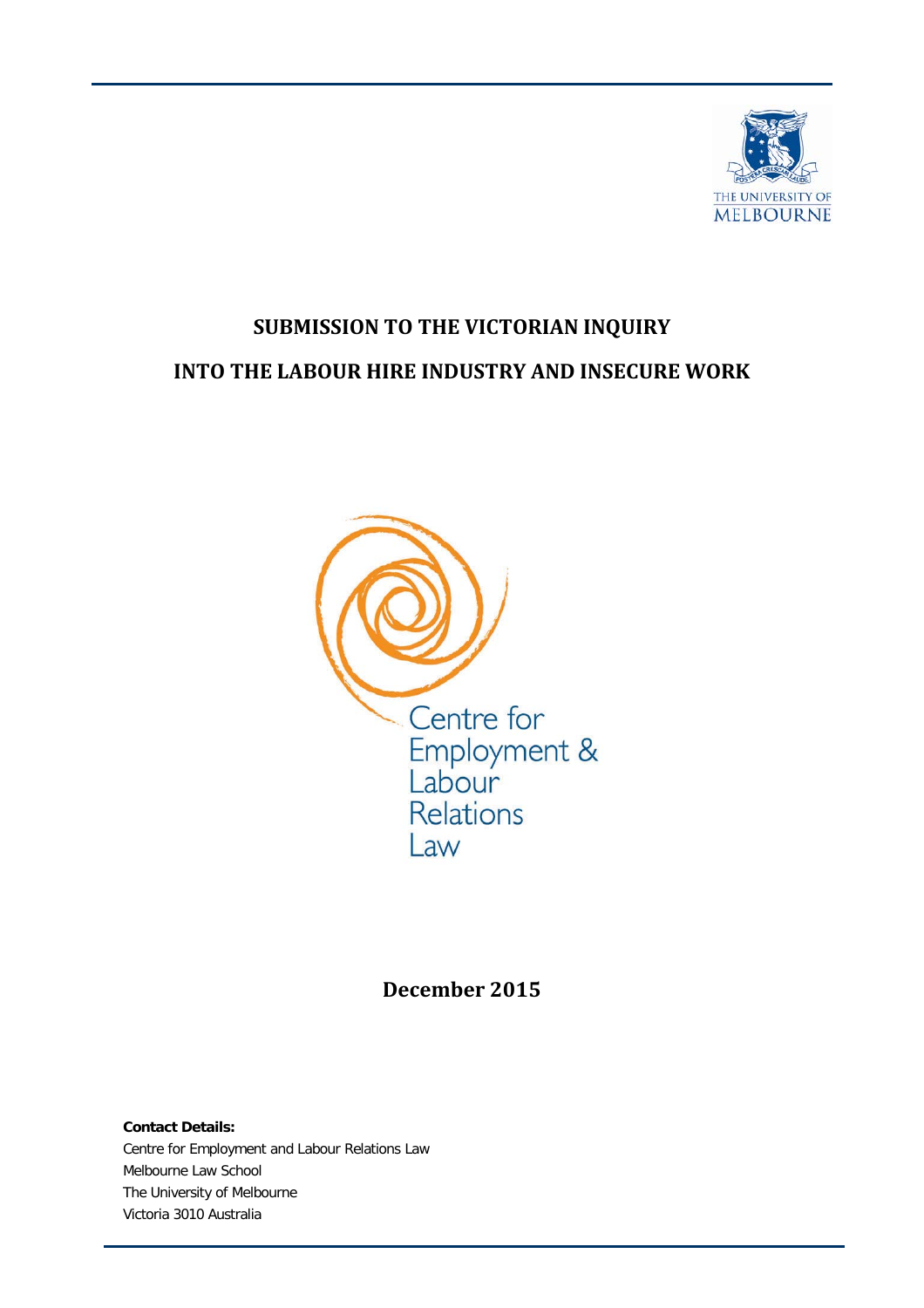# SUBMISSION TO THE VICTORIAN INQUIRY INTO THE LABOUR HIRE INDUSTRY AND INSECURE WORK

Centre for Employment & Labour Relations Law

## December 2015

**Contact Details:**
Centre for Employment and Labour Relations Law
Melbourne Law School
The University of Melbourne
Victoria 3010 Australia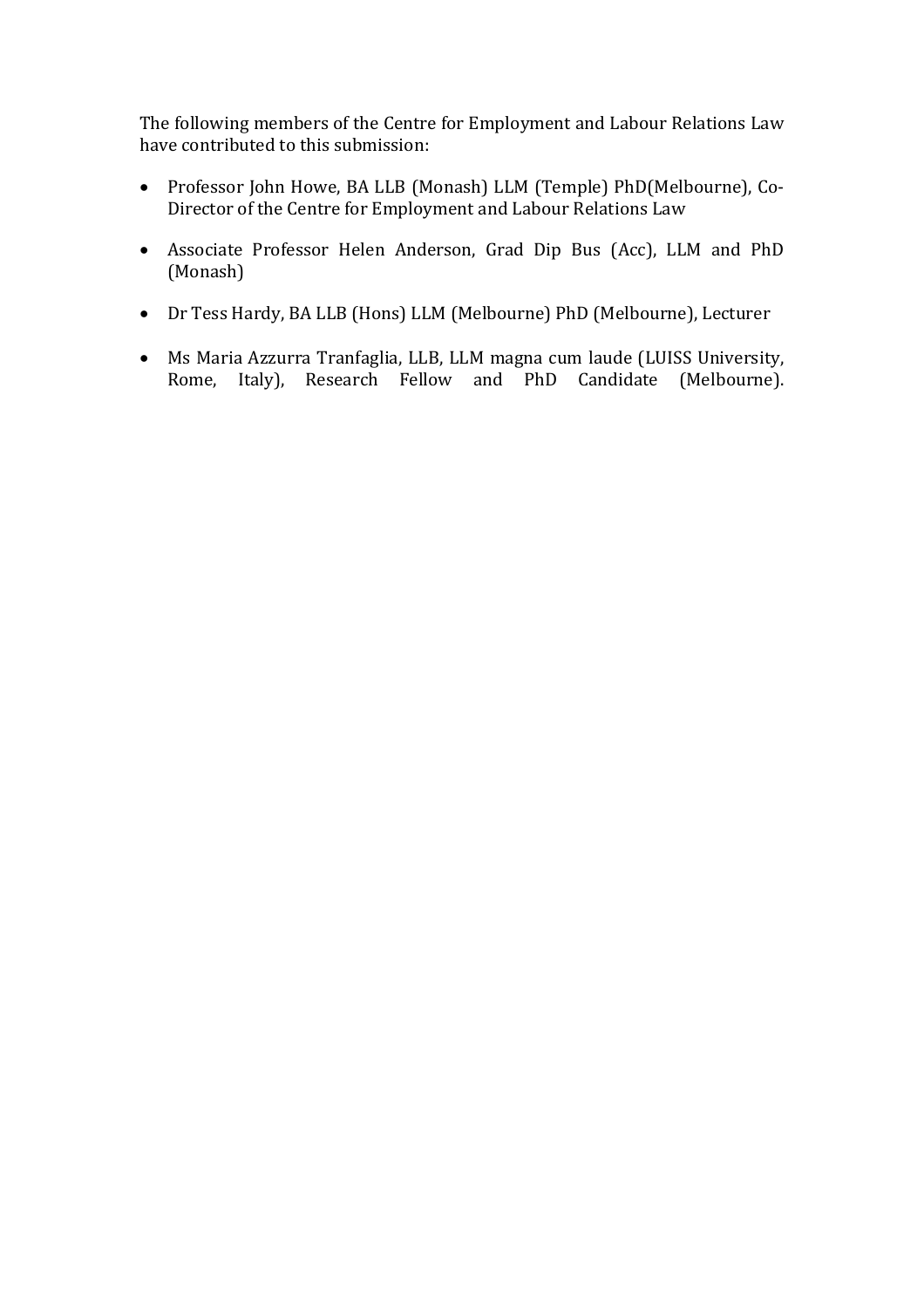The following members of the Centre for Employment and Labour Relations Law have contributed to this submission:

- Professor John Howe, BA LLB (Monash) LLM (Temple) PhD(Melbourne), Co-Director of the Centre for Employment and Labour Relations Law
- Associate Professor Helen Anderson, Grad Dip Bus (Acc), LLM and PhD (Monash)
- Dr Tess Hardy, BA LLB (Hons) LLM (Melbourne) PhD (Melbourne), Lecturer
- Ms Maria Azzurra Tranfaglia, LLB, LLM magna cum laude (LUISS University, Rome, Italy), Research Fellow and PhD Candidate (Melbourne).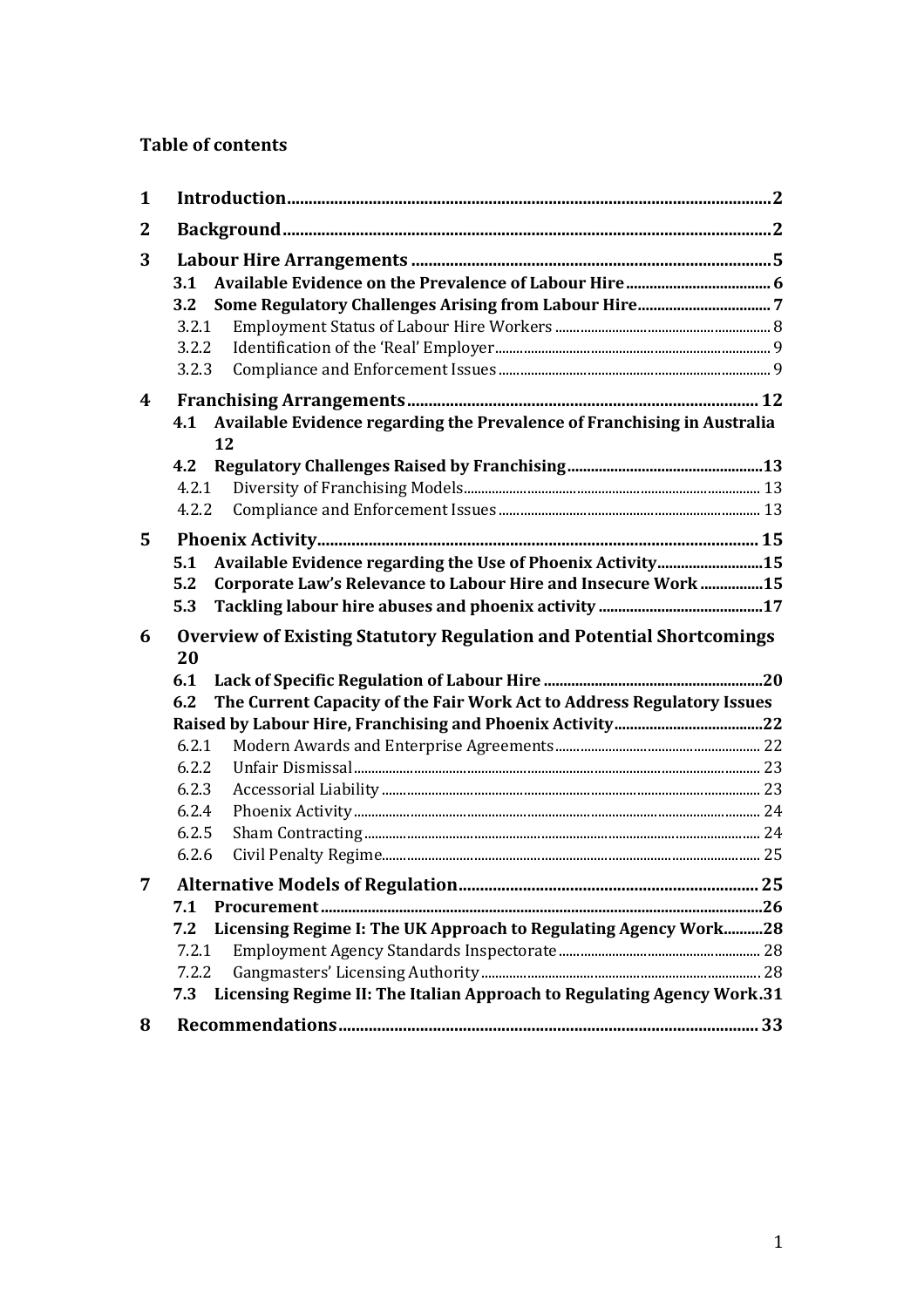**Table of contents**

1 Introduction ........ 2

2 Background ........ 2

3 Labour Hire Arrangements ........ 5

- 3.1 Available Evidence on the Prevalence of Labour Hire ........ 6
- 3.2 Some Regulatory Challenges Arising from Labour Hire ........ 7
  - 3.2.1 Employment Status of Labour Hire Workers ........ 8
  - 3.2.2 Identification of the 'Real' Employer ........ 9
  - 3.2.3 Compliance and Enforcement Issues ........ 9

4 Franchising Arrangements ........ 12

- 4.1 Available Evidence regarding the Prevalence of Franchising in Australia ........ 12
- 4.2 Regulatory Challenges Raised by Franchising ........ 13
  - 4.2.1 Diversity of Franchising Models ........ 13
  - 4.2.2 Compliance and Enforcement Issues ........ 13

5 Phoenix Activity ........ 15

- 5.1 Available Evidence regarding the Use of Phoenix Activity ........ 15
- 5.2 Corporate Law's Relevance to Labour Hire and Insecure Work ........ 15
- 5.3 Tackling labour hire abuses and phoenix activity ........ 17

6 Overview of Existing Statutory Regulation and Potential Shortcomings ........ 20

- 6.1 Lack of Specific Regulation of Labour Hire ........ 20
- 6.2 The Current Capacity of the Fair Work Act to Address Regulatory Issues Raised by Labour Hire, Franchising and Phoenix Activity ........ 22
  - 6.2.1 Modern Awards and Enterprise Agreements ........ 22
  - 6.2.2 Unfair Dismissal ........ 23
  - 6.2.3 Accessorial Liability ........ 23
  - 6.2.4 Phoenix Activity ........ 24
  - 6.2.5 Sham Contracting ........ 24
  - 6.2.6 Civil Penalty Regime ........ 25

7 Alternative Models of Regulation ........ 25

- 7.1 Procurement ........ 26
- 7.2 Licensing Regime I: The UK Approach to Regulating Agency Work ........ 28
  - 7.2.1 Employment Agency Standards Inspectorate ........ 28
  - 7.2.2 Gangmasters' Licensing Authority ........ 28
- 7.3 Licensing Regime II: The Italian Approach to Regulating Agency Work ........ 31

8 Recommendations ........ 33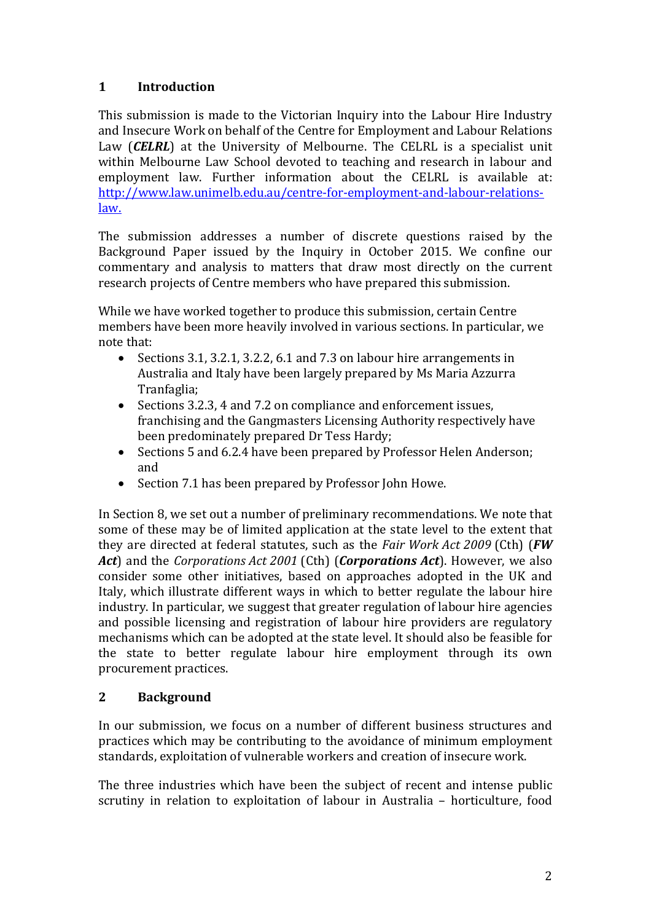## 1 Introduction

This submission is made to the Victorian Inquiry into the Labour Hire Industry and Insecure Work on behalf of the Centre for Employment and Labour Relations Law (***CELRL***) at the University of Melbourne. The CELRL is a specialist unit within Melbourne Law School devoted to teaching and research in labour and employment law. Further information about the CELRL is available at: [http://www.law.unimelb.edu.au/centre-for-employment-and-labour-relations-law.](http://www.law.unimelb.edu.au/centre-for-employment-and-labour-relations-law)

The submission addresses a number of discrete questions raised by the Background Paper issued by the Inquiry in October 2015. We confine our commentary and analysis to matters that draw most directly on the current research projects of Centre members who have prepared this submission.

While we have worked together to produce this submission, certain Centre members have been more heavily involved in various sections. In particular, we note that:

- Sections 3.1, 3.2.1, 3.2.2, 6.1 and 7.3 on labour hire arrangements in Australia and Italy have been largely prepared by Ms Maria Azzurra Tranfaglia;
- Sections 3.2.3, 4 and 7.2 on compliance and enforcement issues, franchising and the Gangmasters Licensing Authority respectively have been predominately prepared Dr Tess Hardy;
- Sections 5 and 6.2.4 have been prepared by Professor Helen Anderson; and
- Section 7.1 has been prepared by Professor John Howe.

In Section 8, we set out a number of preliminary recommendations. We note that some of these may be of limited application at the state level to the extent that they are directed at federal statutes, such as the *Fair Work Act 2009* (Cth) (***FW Act***) and the *Corporations Act 2001* (Cth) (***Corporations Act***). However, we also consider some other initiatives, based on approaches adopted in the UK and Italy, which illustrate different ways in which to better regulate the labour hire industry. In particular, we suggest that greater regulation of labour hire agencies and possible licensing and registration of labour hire providers are regulatory mechanisms which can be adopted at the state level. It should also be feasible for the state to better regulate labour hire employment through its own procurement practices.

## 2 Background

In our submission, we focus on a number of different business structures and practices which may be contributing to the avoidance of minimum employment standards, exploitation of vulnerable workers and creation of insecure work.

The three industries which have been the subject of recent and intense public scrutiny in relation to exploitation of labour in Australia – horticulture, food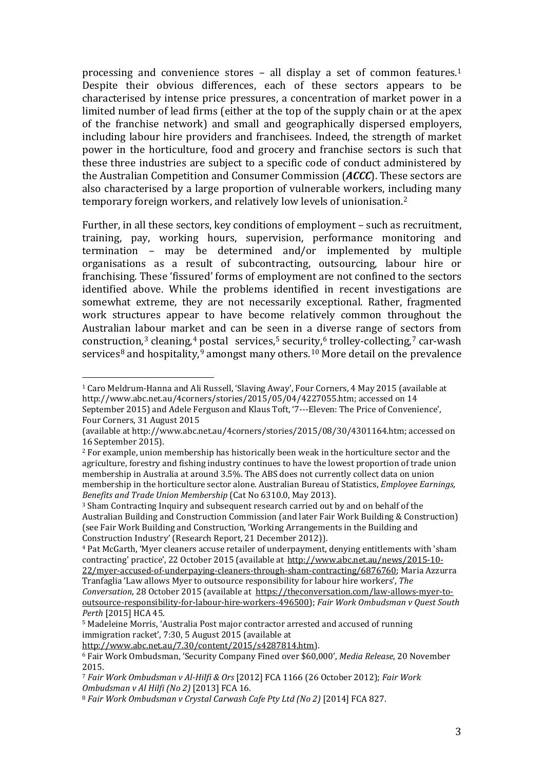processing and convenience stores – all display a set of common features.[1] Despite their obvious differences, each of these sectors appears to be characterised by intense price pressures, a concentration of market power in a limited number of lead firms (either at the top of the supply chain or at the apex of the franchise network) and small and geographically dispersed employers, including labour hire providers and franchisees. Indeed, the strength of market power in the horticulture, food and grocery and franchise sectors is such that these three industries are subject to a specific code of conduct administered by the Australian Competition and Consumer Commission (***ACCC***). These sectors are also characterised by a large proportion of vulnerable workers, including many temporary foreign workers, and relatively low levels of unionisation.[2]

Further, in all these sectors, key conditions of employment – such as recruitment, training, pay, working hours, supervision, performance monitoring and termination – may be determined and/or implemented by multiple organisations as a result of subcontracting, outsourcing, labour hire or franchising. These 'fissured' forms of employment are not confined to the sectors identified above. While the problems identified in recent investigations are somewhat extreme, they are not necessarily exceptional. Rather, fragmented work structures appear to have become relatively common throughout the Australian labour market and can be seen in a diverse range of sectors from construction,[3] cleaning,[4] postal services,[5] security,[6] trolley-collecting,[7] car-wash services[8] and hospitality,[9] amongst many others.[10] More detail on the prevalence

---

[1] Caro Meldrum-Hanna and Ali Russell, 'Slaving Away', Four Corners, 4 May 2015 (available at http://www.abc.net.au/4corners/stories/2015/05/04/4227055.htm; accessed on 14 September 2015) and Adele Ferguson and Klaus Toft, '7---Eleven: The Price of Convenience', Four Corners, 31 August 2015 (available at http://www.abc.net.au/4corners/stories/2015/08/30/4301164.htm; accessed on 16 September 2015).

[2] For example, union membership has historically been weak in the horticulture sector and the agriculture, forestry and fishing industry continues to have the lowest proportion of trade union membership in Australia at around 3.5%. The ABS does not currently collect data on union membership in the horticulture sector alone. Australian Bureau of Statistics, *Employee Earnings, Benefits and Trade Union Membership* (Cat No 6310.0, May 2013).

[3] Sham Contracting Inquiry and subsequent research carried out by and on behalf of the Australian Building and Construction Commission (and later Fair Work Building & Construction) (see Fair Work Building and Construction, 'Working Arrangements in the Building and Construction Industry' (Research Report, 21 December 2012)).

[4] Pat McGarth, 'Myer cleaners accuse retailer of underpayment, denying entitlements with 'sham contracting' practice', 22 October 2015 (available at http://www.abc.net.au/news/2015-10-22/myer-accused-of-underpaying-cleaners-through-sham-contracting/6876760; Maria Azzurra Tranfaglia 'Law allows Myer to outsource responsibility for labour hire workers', *The Conversation*, 28 October 2015 (available at https://theconversation.com/law-allows-myer-to-outsource-responsibility-for-labour-hire-workers-496500); *Fair Work Ombudsman v Quest South Perth* [2015] HCA 45.

[5] Madeleine Morris, 'Australia Post major contractor arrested and accused of running immigration racket', 7:30, 5 August 2015 (available at http://www.abc.net.au/7.30/content/2015/s4287814.htm).

[6] Fair Work Ombudsman, 'Security Company Fined over $60,000', *Media Release*, 20 November 2015.

[7] *Fair Work Ombudsman v Al-Hilfi & Ors* [2012] FCA 1166 (26 October 2012); *Fair Work Ombudsman v Al Hilfi (No 2)* [2013] FCA 16.

[8] *Fair Work Ombudsman v Crystal Carwash Cafe Pty Ltd (No 2)* [2014] FCA 827.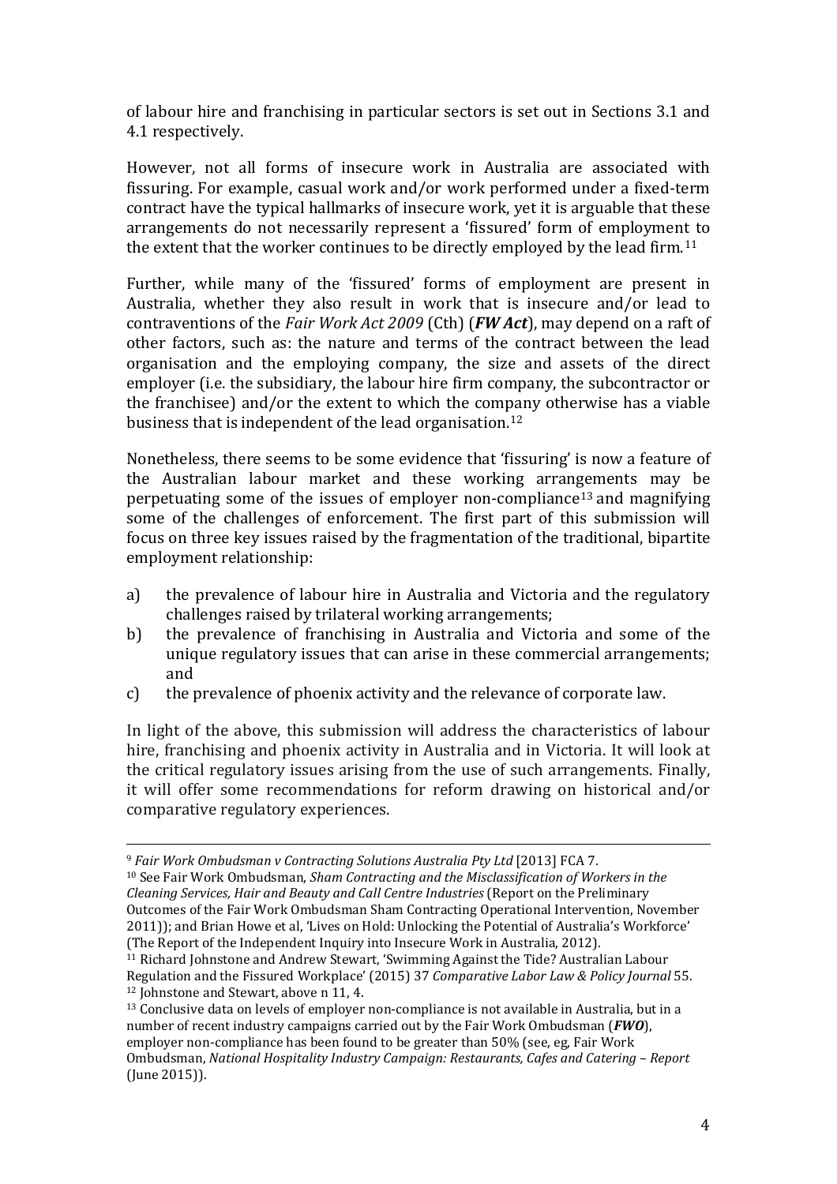of labour hire and franchising in particular sectors is set out in Sections 3.1 and 4.1 respectively.

However, not all forms of insecure work in Australia are associated with fissuring. For example, casual work and/or work performed under a fixed-term contract have the typical hallmarks of insecure work, yet it is arguable that these arrangements do not necessarily represent a 'fissured' form of employment to the extent that the worker continues to be directly employed by the lead firm.[11]

Further, while many of the 'fissured' forms of employment are present in Australia, whether they also result in work that is insecure and/or lead to contraventions of the *Fair Work Act 2009* (Cth) (***FW Act***), may depend on a raft of other factors, such as: the nature and terms of the contract between the lead organisation and the employing company, the size and assets of the direct employer (i.e. the subsidiary, the labour hire firm company, the subcontractor or the franchisee) and/or the extent to which the company otherwise has a viable business that is independent of the lead organisation.[12]

Nonetheless, there seems to be some evidence that 'fissuring' is now a feature of the Australian labour market and these working arrangements may be perpetuating some of the issues of employer non-compliance[13] and magnifying some of the challenges of enforcement. The first part of this submission will focus on three key issues raised by the fragmentation of the traditional, bipartite employment relationship:

a) the prevalence of labour hire in Australia and Victoria and the regulatory challenges raised by trilateral working arrangements;
b) the prevalence of franchising in Australia and Victoria and some of the unique regulatory issues that can arise in these commercial arrangements; and
c) the prevalence of phoenix activity and the relevance of corporate law.

In light of the above, this submission will address the characteristics of labour hire, franchising and phoenix activity in Australia and in Victoria. It will look at the critical regulatory issues arising from the use of such arrangements. Finally, it will offer some recommendations for reform drawing on historical and/or comparative regulatory experiences.

---

[9] *Fair Work Ombudsman v Contracting Solutions Australia Pty Ltd* [2013] FCA 7.

[10] See Fair Work Ombudsman, *Sham Contracting and the Misclassification of Workers in the Cleaning Services, Hair and Beauty and Call Centre Industries* (Report on the Preliminary Outcomes of the Fair Work Ombudsman Sham Contracting Operational Intervention, November 2011)); and Brian Howe et al, 'Lives on Hold: Unlocking the Potential of Australia's Workforce' (The Report of the Independent Inquiry into Insecure Work in Australia, 2012).

[11] Richard Johnstone and Andrew Stewart, 'Swimming Against the Tide? Australian Labour Regulation and the Fissured Workplace' (2015) 37 *Comparative Labor Law & Policy Journal* 55.

[12] Johnstone and Stewart, above n 11, 4.

[13] Conclusive data on levels of employer non-compliance is not available in Australia, but in a number of recent industry campaigns carried out by the Fair Work Ombudsman (***FWO***), employer non-compliance has been found to be greater than 50% (see, eg, Fair Work Ombudsman, *National Hospitality Industry Campaign: Restaurants, Cafes and Catering – Report* (June 2015)).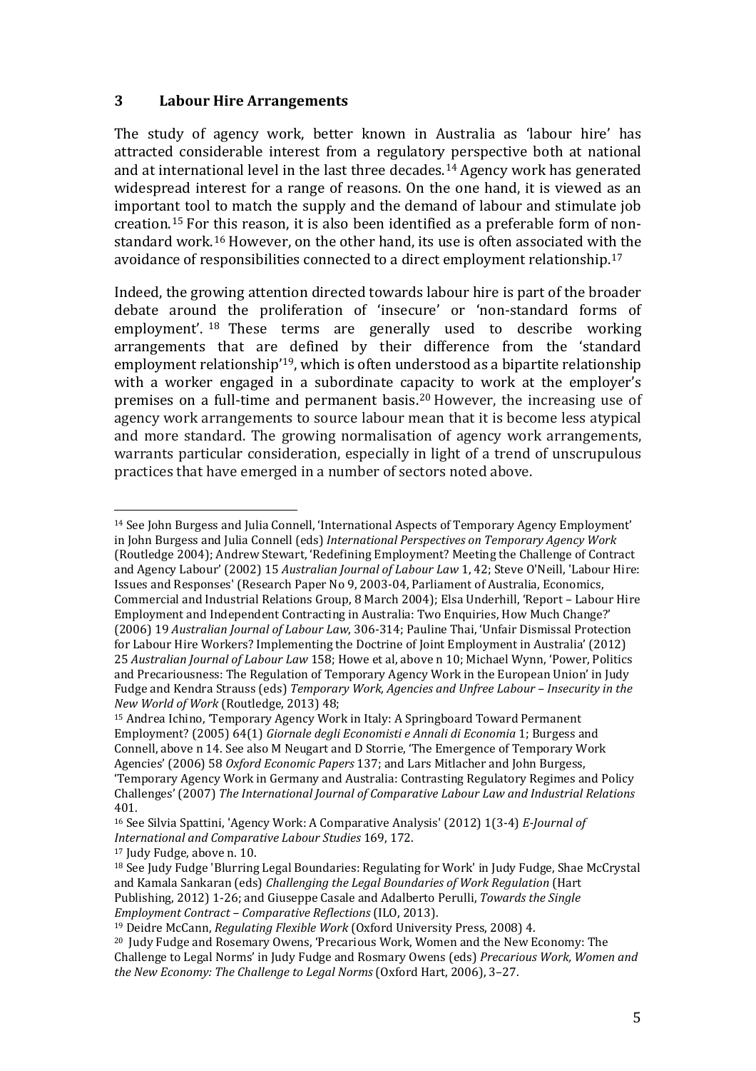## 3 Labour Hire Arrangements

The study of agency work, better known in Australia as 'labour hire' has attracted considerable interest from a regulatory perspective both at national and at international level in the last three decades.[14] Agency work has generated widespread interest for a range of reasons. On the one hand, it is viewed as an important tool to match the supply and the demand of labour and stimulate job creation.[15] For this reason, it is also been identified as a preferable form of non-standard work.[16] However, on the other hand, its use is often associated with the avoidance of responsibilities connected to a direct employment relationship.[17]

Indeed, the growing attention directed towards labour hire is part of the broader debate around the proliferation of 'insecure' or 'non-standard forms of employment'.[18] These terms are generally used to describe working arrangements that are defined by their difference from the 'standard employment relationship'[19], which is often understood as a bipartite relationship with a worker engaged in a subordinate capacity to work at the employer's premises on a full-time and permanent basis.[20] However, the increasing use of agency work arrangements to source labour mean that it is become less atypical and more standard. The growing normalisation of agency work arrangements, warrants particular consideration, especially in light of a trend of unscrupulous practices that have emerged in a number of sectors noted above.

---

[14] See John Burgess and Julia Connell, 'International Aspects of Temporary Agency Employment' in John Burgess and Julia Connell (eds) *International Perspectives on Temporary Agency Work* (Routledge 2004); Andrew Stewart, 'Redefining Employment? Meeting the Challenge of Contract and Agency Labour' (2002) 15 *Australian Journal of Labour Law* 1, 42; Steve O'Neill, 'Labour Hire: Issues and Responses' (Research Paper No 9, 2003-04, Parliament of Australia, Economics, Commercial and Industrial Relations Group, 8 March 2004); Elsa Underhill, 'Report – Labour Hire Employment and Independent Contracting in Australia: Two Enquiries, How Much Change?' (2006) 19 *Australian Journal of Labour Law*, 306-314; Pauline Thai, 'Unfair Dismissal Protection for Labour Hire Workers? Implementing the Doctrine of Joint Employment in Australia' (2012) 25 *Australian Journal of Labour Law* 158; Howe et al, above n 10; Michael Wynn, 'Power, Politics and Precariousness: The Regulation of Temporary Agency Work in the European Union' in Judy Fudge and Kendra Strauss (eds) *Temporary Work, Agencies and Unfree Labour – Insecurity in the New World of Work* (Routledge, 2013) 48;

[15] Andrea Ichino, 'Temporary Agency Work in Italy: A Springboard Toward Permanent Employment? (2005) 64(1) *Giornale degli Economisti e Annali di Economia* 1; Burgess and Connell, above n 14. See also M Neugart and D Storrie, 'The Emergence of Temporary Work Agencies' (2006) 58 *Oxford Economic Papers* 137; and Lars Mitlacher and John Burgess, 'Temporary Agency Work in Germany and Australia: Contrasting Regulatory Regimes and Policy Challenges' (2007) *The International Journal of Comparative Labour Law and Industrial Relations* 401.

[16] See Silvia Spattini, 'Agency Work: A Comparative Analysis' (2012) 1(3-4) *E-Journal of International and Comparative Labour Studies* 169, 172.

[17] Judy Fudge, above n. 10.

[18] See Judy Fudge 'Blurring Legal Boundaries: Regulating for Work' in Judy Fudge, Shae McCrystal and Kamala Sankaran (eds) *Challenging the Legal Boundaries of Work Regulation* (Hart Publishing, 2012) 1-26; and Giuseppe Casale and Adalberto Perulli, *Towards the Single Employment Contract – Comparative Reflections* (ILO, 2013).

[19] Deidre McCann, *Regulating Flexible Work* (Oxford University Press, 2008) 4.

[20] Judy Fudge and Rosemary Owens, 'Precarious Work, Women and the New Economy: The Challenge to Legal Norms' in Judy Fudge and Rosmary Owens (eds) *Precarious Work, Women and the New Economy: The Challenge to Legal Norms* (Oxford Hart, 2006), 3–27.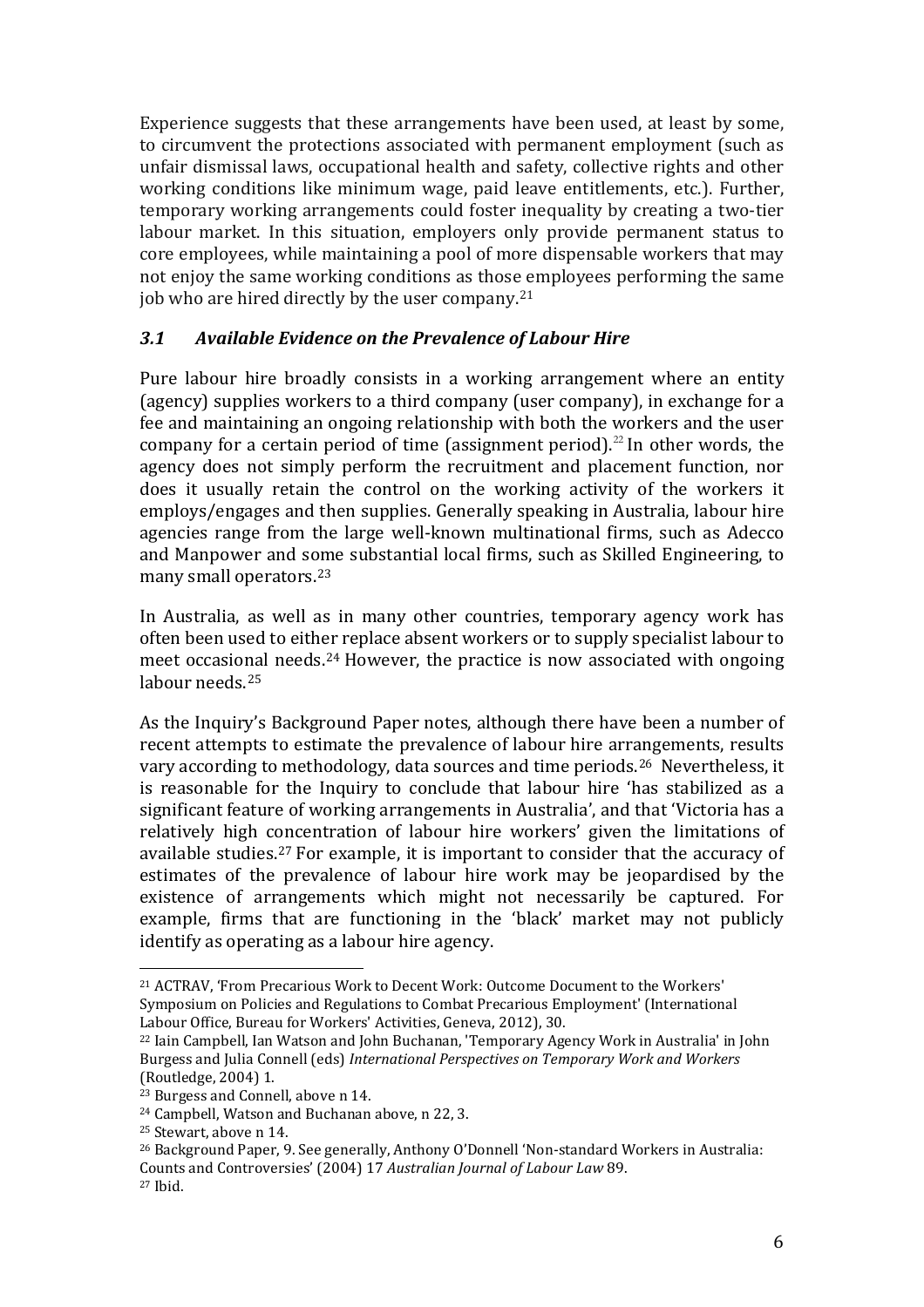Experience suggests that these arrangements have been used, at least by some, to circumvent the protections associated with permanent employment (such as unfair dismissal laws, occupational health and safety, collective rights and other working conditions like minimum wage, paid leave entitlements, etc.). Further, temporary working arrangements could foster inequality by creating a two-tier labour market. In this situation, employers only provide permanent status to core employees, while maintaining a pool of more dispensable workers that may not enjoy the same working conditions as those employees performing the same job who are hired directly by the user company.[21]

### *3.1 Available Evidence on the Prevalence of Labour Hire*

Pure labour hire broadly consists in a working arrangement where an entity (agency) supplies workers to a third company (user company), in exchange for a fee and maintaining an ongoing relationship with both the workers and the user company for a certain period of time (assignment period).[22] In other words, the agency does not simply perform the recruitment and placement function, nor does it usually retain the control on the working activity of the workers it employs/engages and then supplies. Generally speaking in Australia, labour hire agencies range from the large well-known multinational firms, such as Adecco and Manpower and some substantial local firms, such as Skilled Engineering, to many small operators.[23]

In Australia, as well as in many other countries, temporary agency work has often been used to either replace absent workers or to supply specialist labour to meet occasional needs.[24] However, the practice is now associated with ongoing labour needs.[25]

As the Inquiry's Background Paper notes, although there have been a number of recent attempts to estimate the prevalence of labour hire arrangements, results vary according to methodology, data sources and time periods.[26] Nevertheless, it is reasonable for the Inquiry to conclude that labour hire 'has stabilized as a significant feature of working arrangements in Australia', and that 'Victoria has a relatively high concentration of labour hire workers' given the limitations of available studies.[27] For example, it is important to consider that the accuracy of estimates of the prevalence of labour hire work may be jeopardised by the existence of arrangements which might not necessarily be captured. For example, firms that are functioning in the 'black' market may not publicly identify as operating as a labour hire agency.

---

[21] ACTRAV, 'From Precarious Work to Decent Work: Outcome Document to the Workers' Symposium on Policies and Regulations to Combat Precarious Employment' (International Labour Office, Bureau for Workers' Activities, Geneva, 2012), 30.

[22] Iain Campbell, Ian Watson and John Buchanan, 'Temporary Agency Work in Australia' in John Burgess and Julia Connell (eds) *International Perspectives on Temporary Work and Workers* (Routledge, 2004) 1.

[23] Burgess and Connell, above n 14.

[24] Campbell, Watson and Buchanan above, n 22, 3.

[25] Stewart, above n 14.

[26] Background Paper, 9. See generally, Anthony O'Donnell 'Non-standard Workers in Australia: Counts and Controversies' (2004) 17 *Australian Journal of Labour Law* 89.

[27] Ibid.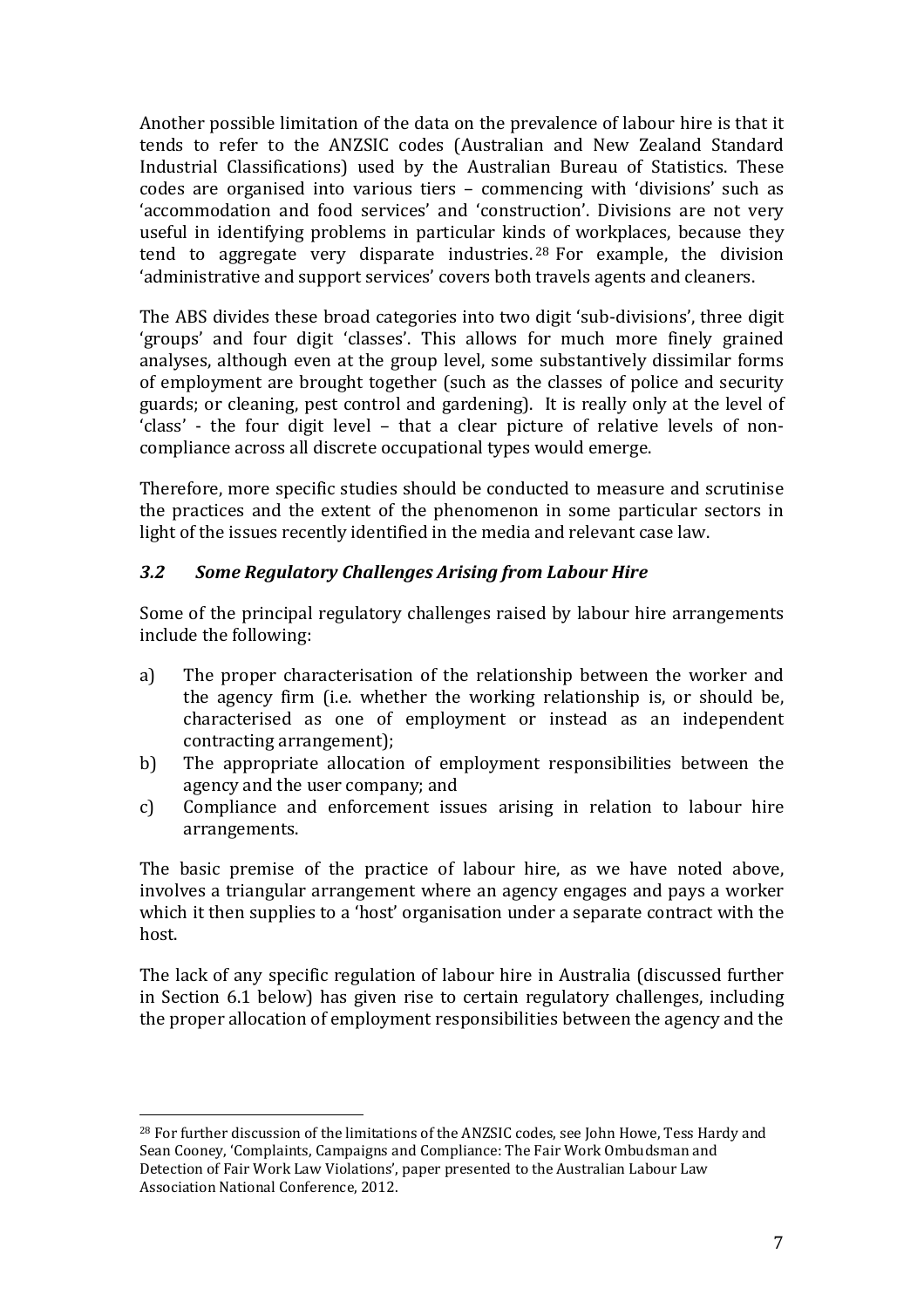Another possible limitation of the data on the prevalence of labour hire is that it tends to refer to the ANZSIC codes (Australian and New Zealand Standard Industrial Classifications) used by the Australian Bureau of Statistics. These codes are organised into various tiers – commencing with 'divisions' such as 'accommodation and food services' and 'construction'. Divisions are not very useful in identifying problems in particular kinds of workplaces, because they tend to aggregate very disparate industries.[28] For example, the division 'administrative and support services' covers both travels agents and cleaners.

The ABS divides these broad categories into two digit 'sub-divisions', three digit 'groups' and four digit 'classes'. This allows for much more finely grained analyses, although even at the group level, some substantively dissimilar forms of employment are brought together (such as the classes of police and security guards; or cleaning, pest control and gardening). It is really only at the level of 'class' - the four digit level – that a clear picture of relative levels of non-compliance across all discrete occupational types would emerge.

Therefore, more specific studies should be conducted to measure and scrutinise the practices and the extent of the phenomenon in some particular sectors in light of the issues recently identified in the media and relevant case law.

### *3.2 Some Regulatory Challenges Arising from Labour Hire*

Some of the principal regulatory challenges raised by labour hire arrangements include the following:

a) The proper characterisation of the relationship between the worker and the agency firm (i.e. whether the working relationship is, or should be, characterised as one of employment or instead as an independent contracting arrangement);
b) The appropriate allocation of employment responsibilities between the agency and the user company; and
c) Compliance and enforcement issues arising in relation to labour hire arrangements.

The basic premise of the practice of labour hire, as we have noted above, involves a triangular arrangement where an agency engages and pays a worker which it then supplies to a 'host' organisation under a separate contract with the host.

The lack of any specific regulation of labour hire in Australia (discussed further in Section 6.1 below) has given rise to certain regulatory challenges, including the proper allocation of employment responsibilities between the agency and the

[28] For further discussion of the limitations of the ANZSIC codes, see John Howe, Tess Hardy and Sean Cooney, 'Complaints, Campaigns and Compliance: The Fair Work Ombudsman and Detection of Fair Work Law Violations', paper presented to the Australian Labour Law Association National Conference, 2012.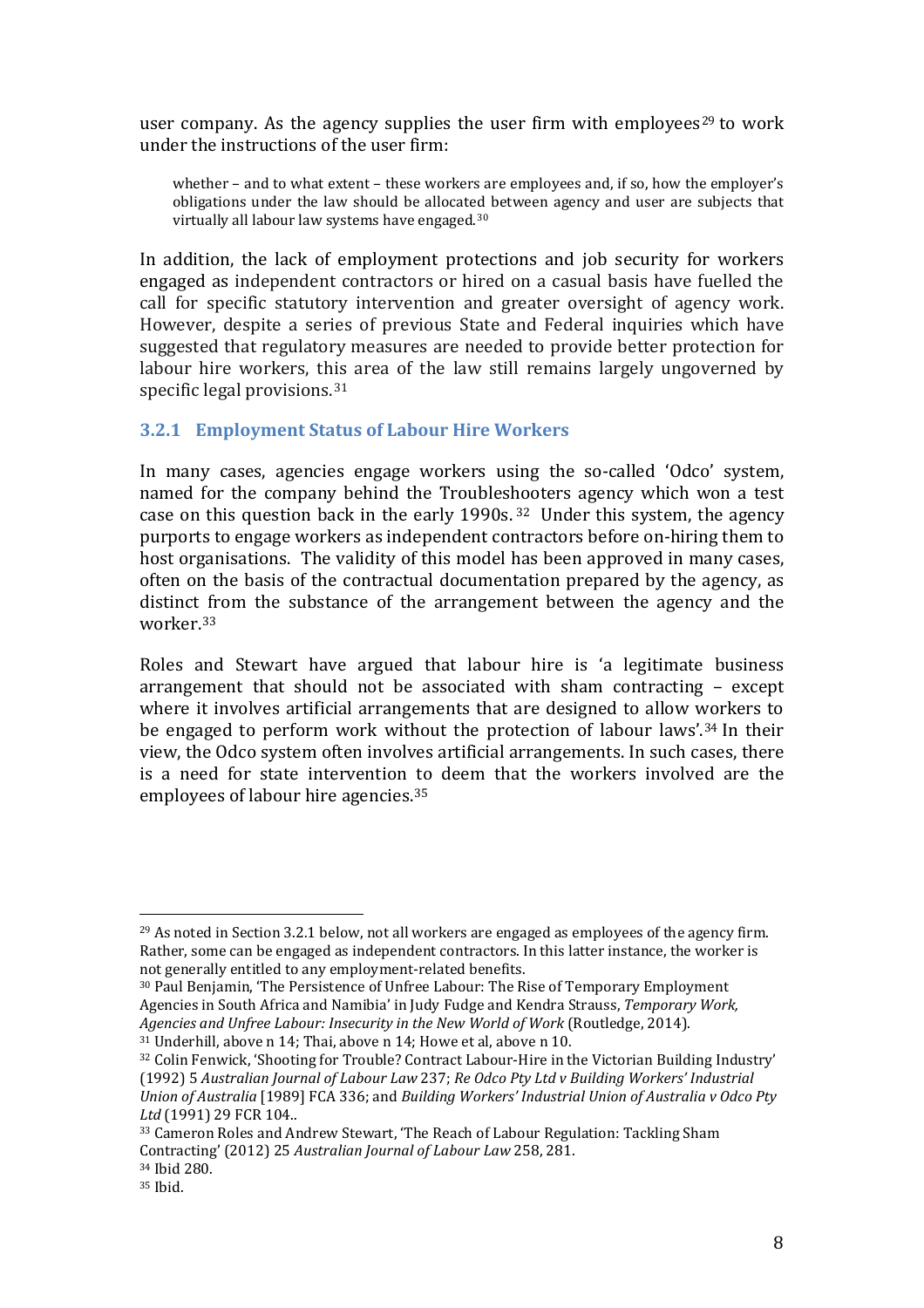user company. As the agency supplies the user firm with employees[29] to work under the instructions of the user firm:

> whether – and to what extent – these workers are employees and, if so, how the employer's obligations under the law should be allocated between agency and user are subjects that virtually all labour law systems have engaged.[30]

In addition, the lack of employment protections and job security for workers engaged as independent contractors or hired on a casual basis have fuelled the call for specific statutory intervention and greater oversight of agency work. However, despite a series of previous State and Federal inquiries which have suggested that regulatory measures are needed to provide better protection for labour hire workers, this area of the law still remains largely ungoverned by specific legal provisions.[31]

### 3.2.1 Employment Status of Labour Hire Workers

In many cases, agencies engage workers using the so-called 'Odco' system, named for the company behind the Troubleshooters agency which won a test case on this question back in the early 1990s.[32] Under this system, the agency purports to engage workers as independent contractors before on-hiring them to host organisations. The validity of this model has been approved in many cases, often on the basis of the contractual documentation prepared by the agency, as distinct from the substance of the arrangement between the agency and the worker.[33]

Roles and Stewart have argued that labour hire is 'a legitimate business arrangement that should not be associated with sham contracting – except where it involves artificial arrangements that are designed to allow workers to be engaged to perform work without the protection of labour laws'.[34] In their view, the Odco system often involves artificial arrangements. In such cases, there is a need for state intervention to deem that the workers involved are the employees of labour hire agencies.[35]

---

[29] As noted in Section 3.2.1 below, not all workers are engaged as employees of the agency firm. Rather, some can be engaged as independent contractors. In this latter instance, the worker is not generally entitled to any employment-related benefits.

[30] Paul Benjamin, 'The Persistence of Unfree Labour: The Rise of Temporary Employment Agencies in South Africa and Namibia' in Judy Fudge and Kendra Strauss, *Temporary Work, Agencies and Unfree Labour: Insecurity in the New World of Work* (Routledge, 2014).

[31] Underhill, above n 14; Thai, above n 14; Howe et al, above n 10.

[32] Colin Fenwick, 'Shooting for Trouble? Contract Labour-Hire in the Victorian Building Industry' (1992) 5 *Australian Journal of Labour Law* 237; *Re Odco Pty Ltd v Building Workers' Industrial Union of Australia* [1989] FCA 336; and *Building Workers' Industrial Union of Australia v Odco Pty Ltd* (1991) 29 FCR 104..

[33] Cameron Roles and Andrew Stewart, 'The Reach of Labour Regulation: Tackling Sham Contracting' (2012) 25 *Australian Journal of Labour Law* 258, 281.

[34] Ibid 280.

[35] Ibid.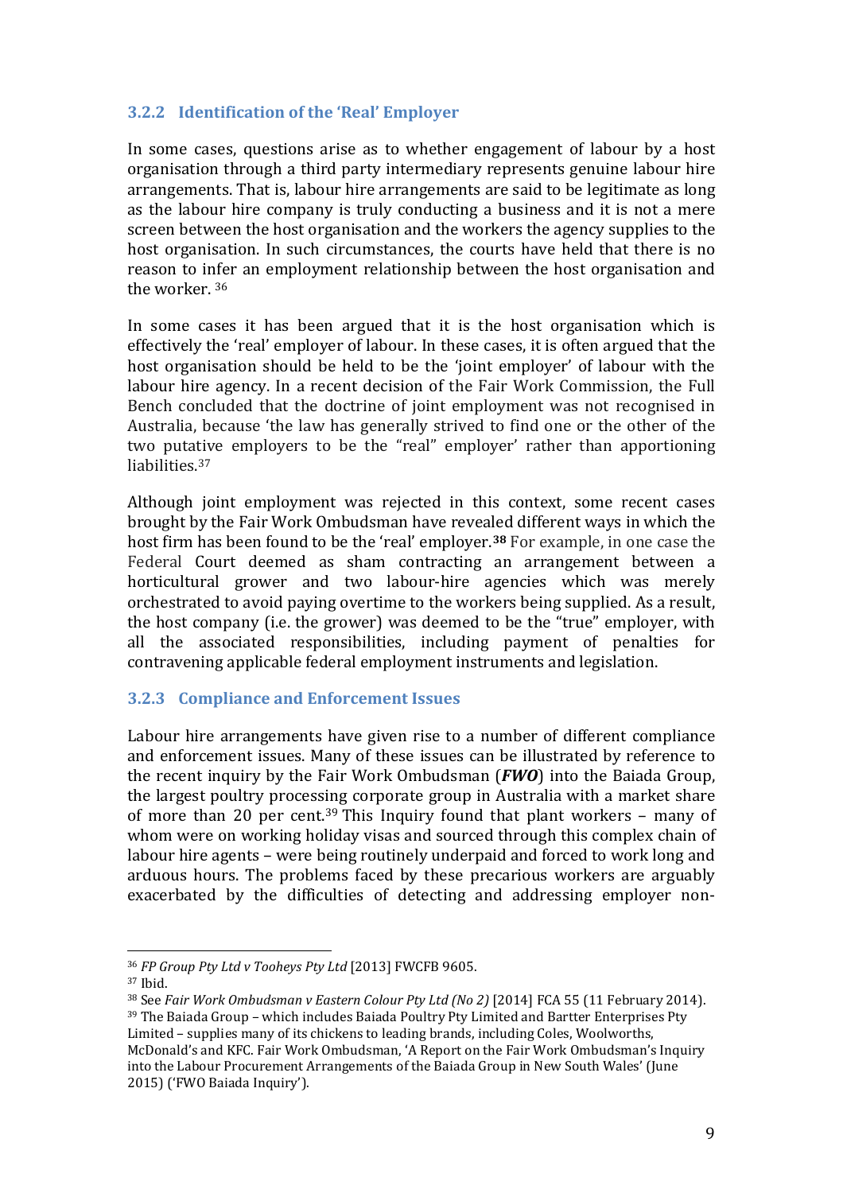### 3.2.2 Identification of the 'Real' Employer

In some cases, questions arise as to whether engagement of labour by a host organisation through a third party intermediary represents genuine labour hire arrangements. That is, labour hire arrangements are said to be legitimate as long as the labour hire company is truly conducting a business and it is not a mere screen between the host organisation and the workers the agency supplies to the host organisation. In such circumstances, the courts have held that there is no reason to infer an employment relationship between the host organisation and the worker. [36]

In some cases it has been argued that it is the host organisation which is effectively the 'real' employer of labour. In these cases, it is often argued that the host organisation should be held to be the 'joint employer' of labour with the labour hire agency. In a recent decision of the Fair Work Commission, the Full Bench concluded that the doctrine of joint employment was not recognised in Australia, because 'the law has generally strived to find one or the other of the two putative employers to be the "real" employer' rather than apportioning liabilities.[37]

Although joint employment was rejected in this context, some recent cases brought by the Fair Work Ombudsman have revealed different ways in which the host firm has been found to be the 'real' employer.[38] For example, in one case the Federal Court deemed as sham contracting an arrangement between a horticultural grower and two labour-hire agencies which was merely orchestrated to avoid paying overtime to the workers being supplied. As a result, the host company (i.e. the grower) was deemed to be the "true" employer, with all the associated responsibilities, including payment of penalties for contravening applicable federal employment instruments and legislation.

### 3.2.3 Compliance and Enforcement Issues

Labour hire arrangements have given rise to a number of different compliance and enforcement issues. Many of these issues can be illustrated by reference to the recent inquiry by the Fair Work Ombudsman (***FWO***) into the Baiada Group, the largest poultry processing corporate group in Australia with a market share of more than 20 per cent.[39] This Inquiry found that plant workers – many of whom were on working holiday visas and sourced through this complex chain of labour hire agents – were being routinely underpaid and forced to work long and arduous hours. The problems faced by these precarious workers are arguably exacerbated by the difficulties of detecting and addressing employer non-

---

[36] *FP Group Pty Ltd v Tooheys Pty Ltd* [2013] FWCFB 9605.

[37] Ibid.

[38] See *Fair Work Ombudsman v Eastern Colour Pty Ltd (No 2)* [2014] FCA 55 (11 February 2014).

[39] The Baiada Group – which includes Baiada Poultry Pty Limited and Bartter Enterprises Pty Limited – supplies many of its chickens to leading brands, including Coles, Woolworths, McDonald's and KFC. Fair Work Ombudsman, 'A Report on the Fair Work Ombudsman's Inquiry into the Labour Procurement Arrangements of the Baiada Group in New South Wales' (June 2015) ('FWO Baiada Inquiry').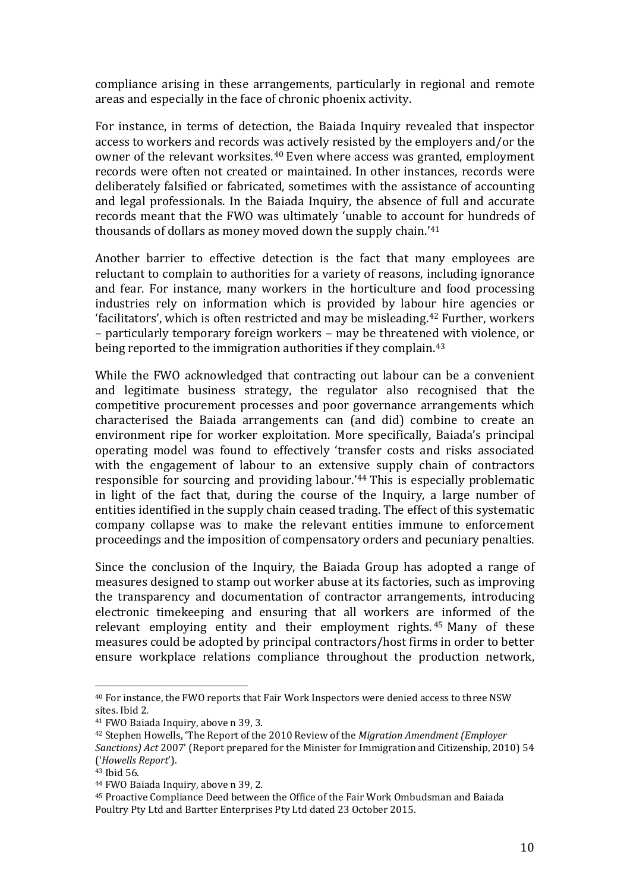compliance arising in these arrangements, particularly in regional and remote areas and especially in the face of chronic phoenix activity.

For instance, in terms of detection, the Baiada Inquiry revealed that inspector access to workers and records was actively resisted by the employers and/or the owner of the relevant worksites.[40] Even where access was granted, employment records were often not created or maintained. In other instances, records were deliberately falsified or fabricated, sometimes with the assistance of accounting and legal professionals. In the Baiada Inquiry, the absence of full and accurate records meant that the FWO was ultimately 'unable to account for hundreds of thousands of dollars as money moved down the supply chain.'[41]

Another barrier to effective detection is the fact that many employees are reluctant to complain to authorities for a variety of reasons, including ignorance and fear. For instance, many workers in the horticulture and food processing industries rely on information which is provided by labour hire agencies or 'facilitators', which is often restricted and may be misleading.[42] Further, workers – particularly temporary foreign workers – may be threatened with violence, or being reported to the immigration authorities if they complain.[43]

While the FWO acknowledged that contracting out labour can be a convenient and legitimate business strategy, the regulator also recognised that the competitive procurement processes and poor governance arrangements which characterised the Baiada arrangements can (and did) combine to create an environment ripe for worker exploitation. More specifically, Baiada's principal operating model was found to effectively 'transfer costs and risks associated with the engagement of labour to an extensive supply chain of contractors responsible for sourcing and providing labour.'[44] This is especially problematic in light of the fact that, during the course of the Inquiry, a large number of entities identified in the supply chain ceased trading. The effect of this systematic company collapse was to make the relevant entities immune to enforcement proceedings and the imposition of compensatory orders and pecuniary penalties.

Since the conclusion of the Inquiry, the Baiada Group has adopted a range of measures designed to stamp out worker abuse at its factories, such as improving the transparency and documentation of contractor arrangements, introducing electronic timekeeping and ensuring that all workers are informed of the relevant employing entity and their employment rights.[45] Many of these measures could be adopted by principal contractors/host firms in order to better ensure workplace relations compliance throughout the production network,

---

[40] For instance, the FWO reports that Fair Work Inspectors were denied access to three NSW sites. Ibid 2.

[41] FWO Baiada Inquiry, above n 39, 3.

[42] Stephen Howells, 'The Report of the 2010 Review of the *Migration Amendment (Employer Sanctions) Act* 2007' (Report prepared for the Minister for Immigration and Citizenship, 2010) 54 ('*Howells Report*').

[43] Ibid 56.

[44] FWO Baiada Inquiry, above n 39, 2.

[45] Proactive Compliance Deed between the Office of the Fair Work Ombudsman and Baiada Poultry Pty Ltd and Bartter Enterprises Pty Ltd dated 23 October 2015.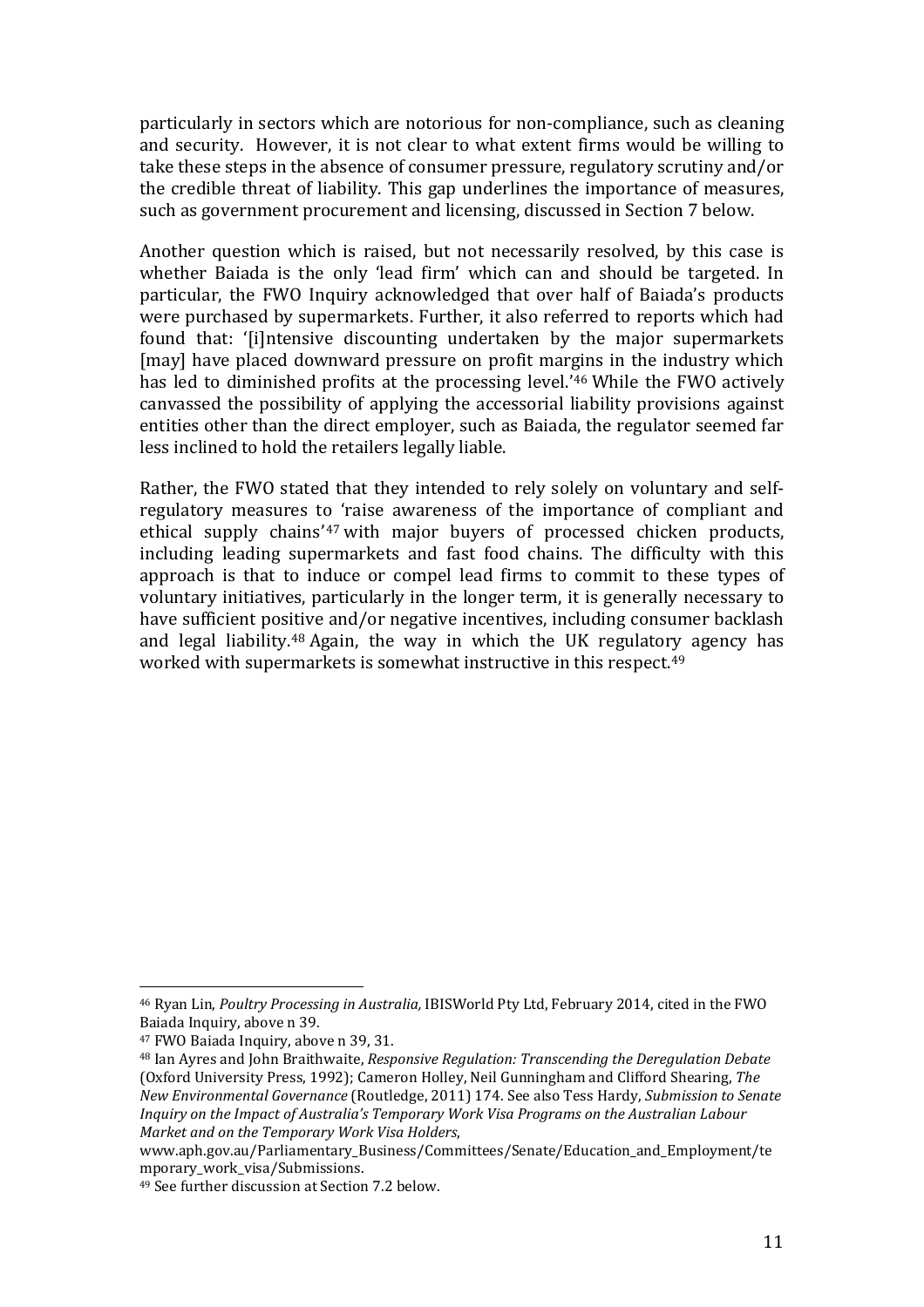particularly in sectors which are notorious for non-compliance, such as cleaning and security. However, it is not clear to what extent firms would be willing to take these steps in the absence of consumer pressure, regulatory scrutiny and/or the credible threat of liability. This gap underlines the importance of measures, such as government procurement and licensing, discussed in Section 7 below.

Another question which is raised, but not necessarily resolved, by this case is whether Baiada is the only 'lead firm' which can and should be targeted. In particular, the FWO Inquiry acknowledged that over half of Baiada's products were purchased by supermarkets. Further, it also referred to reports which had found that: '[i]ntensive discounting undertaken by the major supermarkets [may] have placed downward pressure on profit margins in the industry which has led to diminished profits at the processing level.'[46] While the FWO actively canvassed the possibility of applying the accessorial liability provisions against entities other than the direct employer, such as Baiada, the regulator seemed far less inclined to hold the retailers legally liable.

Rather, the FWO stated that they intended to rely solely on voluntary and self-regulatory measures to 'raise awareness of the importance of compliant and ethical supply chains'[47] with major buyers of processed chicken products, including leading supermarkets and fast food chains. The difficulty with this approach is that to induce or compel lead firms to commit to these types of voluntary initiatives, particularly in the longer term, it is generally necessary to have sufficient positive and/or negative incentives, including consumer backlash and legal liability.[48] Again, the way in which the UK regulatory agency has worked with supermarkets is somewhat instructive in this respect.[49]

---

[46] Ryan Lin, *Poultry Processing in Australia,* IBISWorld Pty Ltd, February 2014, cited in the FWO Baiada Inquiry, above n 39.

[47] FWO Baiada Inquiry, above n 39, 31.

[48] Ian Ayres and John Braithwaite, *Responsive Regulation: Transcending the Deregulation Debate* (Oxford University Press, 1992); Cameron Holley, Neil Gunningham and Clifford Shearing, *The New Environmental Governance* (Routledge, 2011) 174. See also Tess Hardy, *Submission to Senate Inquiry on the Impact of Australia's Temporary Work Visa Programs on the Australian Labour Market and on the Temporary Work Visa Holders*, www.aph.gov.au/Parliamentary_Business/Committees/Senate/Education_and_Employment/temporary_work_visa/Submissions.

[49] See further discussion at Section 7.2 below.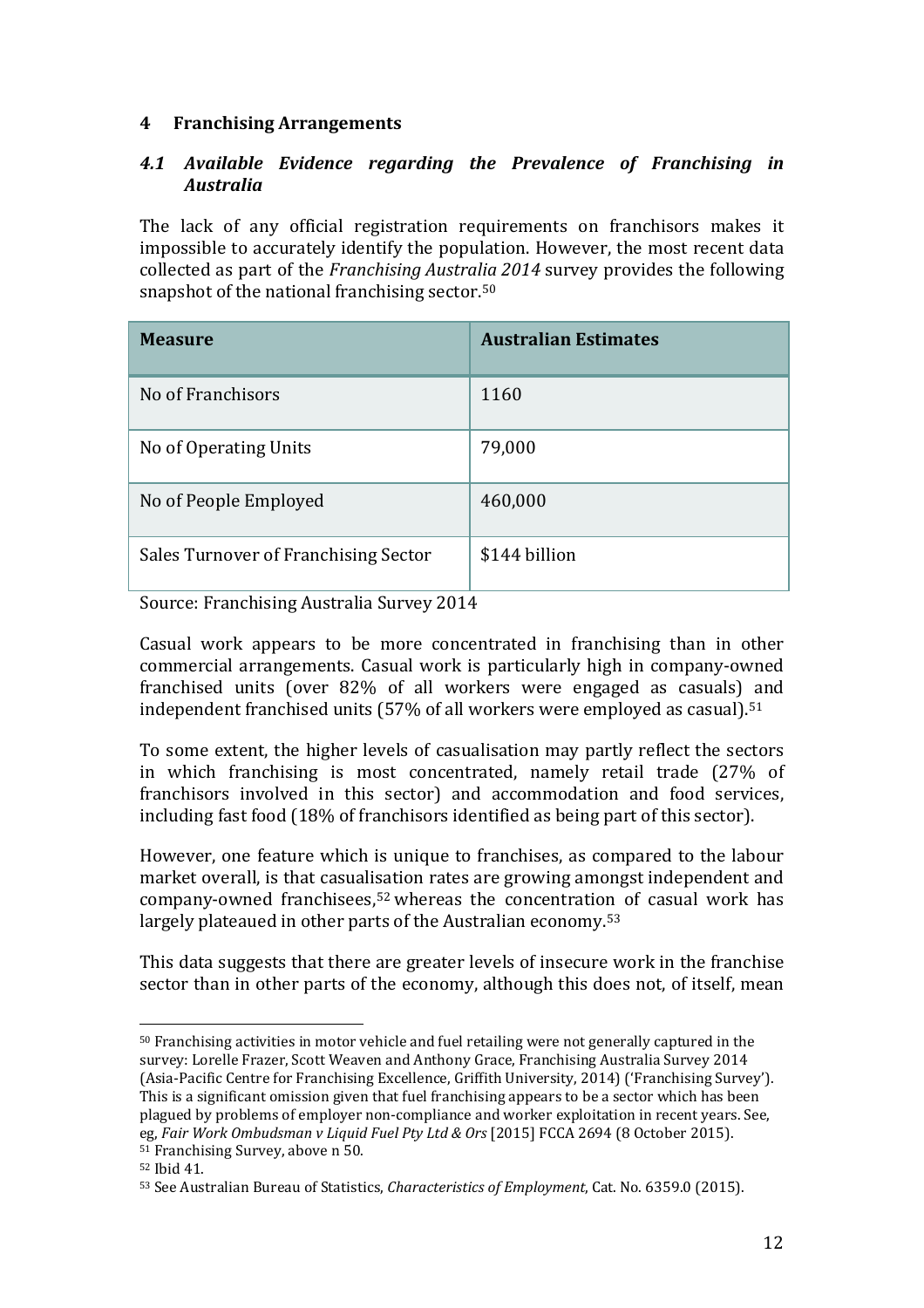## 4 Franchising Arrangements

### *4.1 Available Evidence regarding the Prevalence of Franchising in Australia*

The lack of any official registration requirements on franchisors makes it impossible to accurately identify the population. However, the most recent data collected as part of the *Franchising Australia 2014* survey provides the following snapshot of the national franchising sector.[50]

| Measure | Australian Estimates |
|---|---|
| No of Franchisors | 1160 |
| No of Operating Units | 79,000 |
| No of People Employed | 460,000 |
| Sales Turnover of Franchising Sector | $144 billion |

Source: Franchising Australia Survey 2014

Casual work appears to be more concentrated in franchising than in other commercial arrangements. Casual work is particularly high in company-owned franchised units (over 82% of all workers were engaged as casuals) and independent franchised units (57% of all workers were employed as casual).[51]

To some extent, the higher levels of casualisation may partly reflect the sectors in which franchising is most concentrated, namely retail trade (27% of franchisors involved in this sector) and accommodation and food services, including fast food (18% of franchisors identified as being part of this sector).

However, one feature which is unique to franchises, as compared to the labour market overall, is that casualisation rates are growing amongst independent and company-owned franchisees,[52] whereas the concentration of casual work has largely plateaued in other parts of the Australian economy.[53]

This data suggests that there are greater levels of insecure work in the franchise sector than in other parts of the economy, although this does not, of itself, mean

---

[50] Franchising activities in motor vehicle and fuel retailing were not generally captured in the survey: Lorelle Frazer, Scott Weaven and Anthony Grace, Franchising Australia Survey 2014 (Asia-Pacific Centre for Franchising Excellence, Griffith University, 2014) ('Franchising Survey'). This is a significant omission given that fuel franchising appears to be a sector which has been plagued by problems of employer non-compliance and worker exploitation in recent years. See, eg, *Fair Work Ombudsman v Liquid Fuel Pty Ltd & Ors* [2015] FCCA 2694 (8 October 2015).

[51] Franchising Survey, above n 50.

[52] Ibid 41.

[53] See Australian Bureau of Statistics, *Characteristics of Employment*, Cat. No. 6359.0 (2015).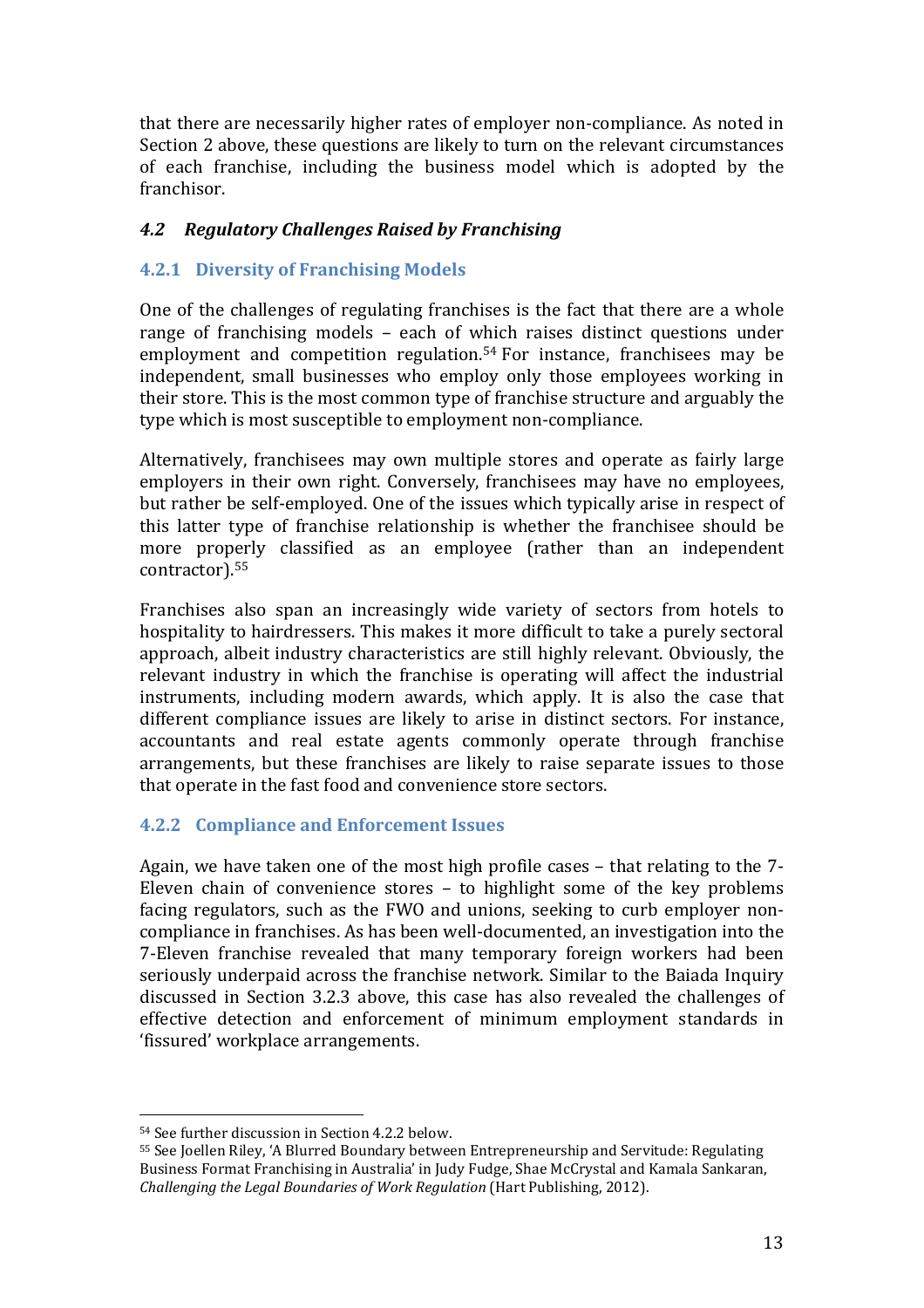that there are necessarily higher rates of employer non-compliance. As noted in Section 2 above, these questions are likely to turn on the relevant circumstances of each franchise, including the business model which is adopted by the franchisor.

### *4.2 Regulatory Challenges Raised by Franchising*

#### 4.2.1 Diversity of Franchising Models

One of the challenges of regulating franchises is the fact that there are a whole range of franchising models – each of which raises distinct questions under employment and competition regulation.[54] For instance, franchisees may be independent, small businesses who employ only those employees working in their store. This is the most common type of franchise structure and arguably the type which is most susceptible to employment non-compliance.

Alternatively, franchisees may own multiple stores and operate as fairly large employers in their own right. Conversely, franchisees may have no employees, but rather be self-employed. One of the issues which typically arise in respect of this latter type of franchise relationship is whether the franchisee should be more properly classified as an employee (rather than an independent contractor).[55]

Franchises also span an increasingly wide variety of sectors from hotels to hospitality to hairdressers. This makes it more difficult to take a purely sectoral approach, albeit industry characteristics are still highly relevant. Obviously, the relevant industry in which the franchise is operating will affect the industrial instruments, including modern awards, which apply. It is also the case that different compliance issues are likely to arise in distinct sectors. For instance, accountants and real estate agents commonly operate through franchise arrangements, but these franchises are likely to raise separate issues to those that operate in the fast food and convenience store sectors.

#### 4.2.2 Compliance and Enforcement Issues

Again, we have taken one of the most high profile cases – that relating to the 7-Eleven chain of convenience stores – to highlight some of the key problems facing regulators, such as the FWO and unions, seeking to curb employer non-compliance in franchises. As has been well-documented, an investigation into the 7-Eleven franchise revealed that many temporary foreign workers had been seriously underpaid across the franchise network. Similar to the Baiada Inquiry discussed in Section 3.2.3 above, this case has also revealed the challenges of effective detection and enforcement of minimum employment standards in 'fissured' workplace arrangements.

---

[54] See further discussion in Section 4.2.2 below.

[55] See Joellen Riley, 'A Blurred Boundary between Entrepreneurship and Servitude: Regulating Business Format Franchising in Australia' in Judy Fudge, Shae McCrystal and Kamala Sankaran, *Challenging the Legal Boundaries of Work Regulation* (Hart Publishing, 2012).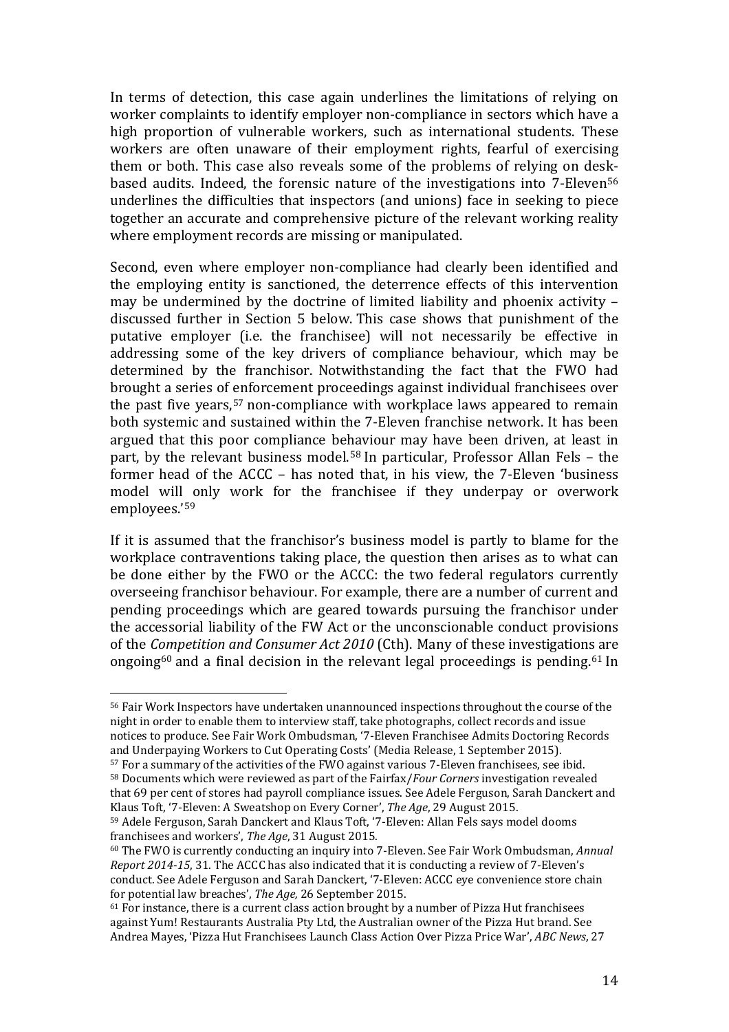In terms of detection, this case again underlines the limitations of relying on worker complaints to identify employer non-compliance in sectors which have a high proportion of vulnerable workers, such as international students. These workers are often unaware of their employment rights, fearful of exercising them or both. This case also reveals some of the problems of relying on desk-based audits. Indeed, the forensic nature of the investigations into 7-Eleven[56] underlines the difficulties that inspectors (and unions) face in seeking to piece together an accurate and comprehensive picture of the relevant working reality where employment records are missing or manipulated.

Second, even where employer non-compliance had clearly been identified and the employing entity is sanctioned, the deterrence effects of this intervention may be undermined by the doctrine of limited liability and phoenix activity – discussed further in Section 5 below. This case shows that punishment of the putative employer (i.e. the franchisee) will not necessarily be effective in addressing some of the key drivers of compliance behaviour, which may be determined by the franchisor. Notwithstanding the fact that the FWO had brought a series of enforcement proceedings against individual franchisees over the past five years,[57] non-compliance with workplace laws appeared to remain both systemic and sustained within the 7-Eleven franchise network. It has been argued that this poor compliance behaviour may have been driven, at least in part, by the relevant business model.[58] In particular, Professor Allan Fels – the former head of the ACCC – has noted that, in his view, the 7-Eleven 'business model will only work for the franchisee if they underpay or overwork employees.'[59]

If it is assumed that the franchisor's business model is partly to blame for the workplace contraventions taking place, the question then arises as to what can be done either by the FWO or the ACCC: the two federal regulators currently overseeing franchisor behaviour. For example, there are a number of current and pending proceedings which are geared towards pursuing the franchisor under the accessorial liability of the FW Act or the unconscionable conduct provisions of the *Competition and Consumer Act 2010* (Cth). Many of these investigations are ongoing[60] and a final decision in the relevant legal proceedings is pending.[61] In

---

[56] Fair Work Inspectors have undertaken unannounced inspections throughout the course of the night in order to enable them to interview staff, take photographs, collect records and issue notices to produce. See Fair Work Ombudsman, '7-Eleven Franchisee Admits Doctoring Records and Underpaying Workers to Cut Operating Costs' (Media Release, 1 September 2015).

[57] For a summary of the activities of the FWO against various 7-Eleven franchisees, see ibid.

[58] Documents which were reviewed as part of the Fairfax/*Four Corners* investigation revealed that 69 per cent of stores had payroll compliance issues. See Adele Ferguson, Sarah Danckert and Klaus Toft, '7-Eleven: A Sweatshop on Every Corner', *The Age*, 29 August 2015.

[59] Adele Ferguson, Sarah Danckert and Klaus Toft, '7-Eleven: Allan Fels says model dooms franchisees and workers', *The Age*, 31 August 2015.

[60] The FWO is currently conducting an inquiry into 7-Eleven. See Fair Work Ombudsman, *Annual Report 2014-15*, 31. The ACCC has also indicated that it is conducting a review of 7-Eleven's conduct. See Adele Ferguson and Sarah Danckert, '7-Eleven: ACCC eye convenience store chain for potential law breaches', *The Age,* 26 September 2015.

[61] For instance, there is a current class action brought by a number of Pizza Hut franchisees against Yum! Restaurants Australia Pty Ltd, the Australian owner of the Pizza Hut brand. See Andrea Mayes, 'Pizza Hut Franchisees Launch Class Action Over Pizza Price War', *ABC News*, 27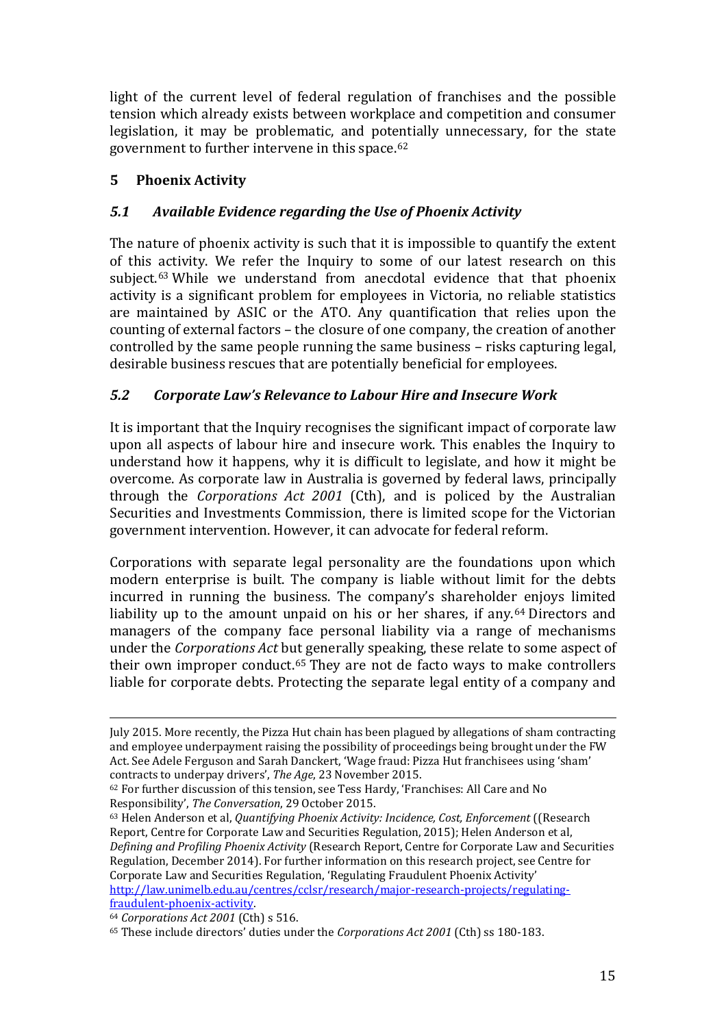light of the current level of federal regulation of franchises and the possible tension which already exists between workplace and competition and consumer legislation, it may be problematic, and potentially unnecessary, for the state government to further intervene in this space.[62]

## 5 Phoenix Activity

### *5.1 Available Evidence regarding the Use of Phoenix Activity*

The nature of phoenix activity is such that it is impossible to quantify the extent of this activity. We refer the Inquiry to some of our latest research on this subject.[63] While we understand from anecdotal evidence that that phoenix activity is a significant problem for employees in Victoria, no reliable statistics are maintained by ASIC or the ATO. Any quantification that relies upon the counting of external factors – the closure of one company, the creation of another controlled by the same people running the same business – risks capturing legal, desirable business rescues that are potentially beneficial for employees.

### *5.2 Corporate Law's Relevance to Labour Hire and Insecure Work*

It is important that the Inquiry recognises the significant impact of corporate law upon all aspects of labour hire and insecure work. This enables the Inquiry to understand how it happens, why it is difficult to legislate, and how it might be overcome. As corporate law in Australia is governed by federal laws, principally through the *Corporations Act 2001* (Cth), and is policed by the Australian Securities and Investments Commission, there is limited scope for the Victorian government intervention. However, it can advocate for federal reform.

Corporations with separate legal personality are the foundations upon which modern enterprise is built. The company is liable without limit for the debts incurred in running the business. The company's shareholder enjoys limited liability up to the amount unpaid on his or her shares, if any.[64] Directors and managers of the company face personal liability via a range of mechanisms under the *Corporations Act* but generally speaking, these relate to some aspect of their own improper conduct.[65] They are not de facto ways to make controllers liable for corporate debts. Protecting the separate legal entity of a company and

---

July 2015. More recently, the Pizza Hut chain has been plagued by allegations of sham contracting and employee underpayment raising the possibility of proceedings being brought under the FW Act. See Adele Ferguson and Sarah Danckert, 'Wage fraud: Pizza Hut franchisees using 'sham' contracts to underpay drivers', *The Age*, 23 November 2015.

[62] For further discussion of this tension, see Tess Hardy, 'Franchises: All Care and No Responsibility', *The Conversation*, 29 October 2015.

[63] Helen Anderson et al, *Quantifying Phoenix Activity: Incidence, Cost, Enforcement* ((Research Report, Centre for Corporate Law and Securities Regulation, 2015); Helen Anderson et al, *Defining and Profiling Phoenix Activity* (Research Report, Centre for Corporate Law and Securities Regulation, December 2014). For further information on this research project, see Centre for Corporate Law and Securities Regulation, 'Regulating Fraudulent Phoenix Activity' http://law.unimelb.edu.au/centres/cclsr/research/major-research-projects/regulating-fraudulent-phoenix-activity.

[64] *Corporations Act 2001* (Cth) s 516.

[65] These include directors' duties under the *Corporations Act 2001* (Cth) ss 180-183.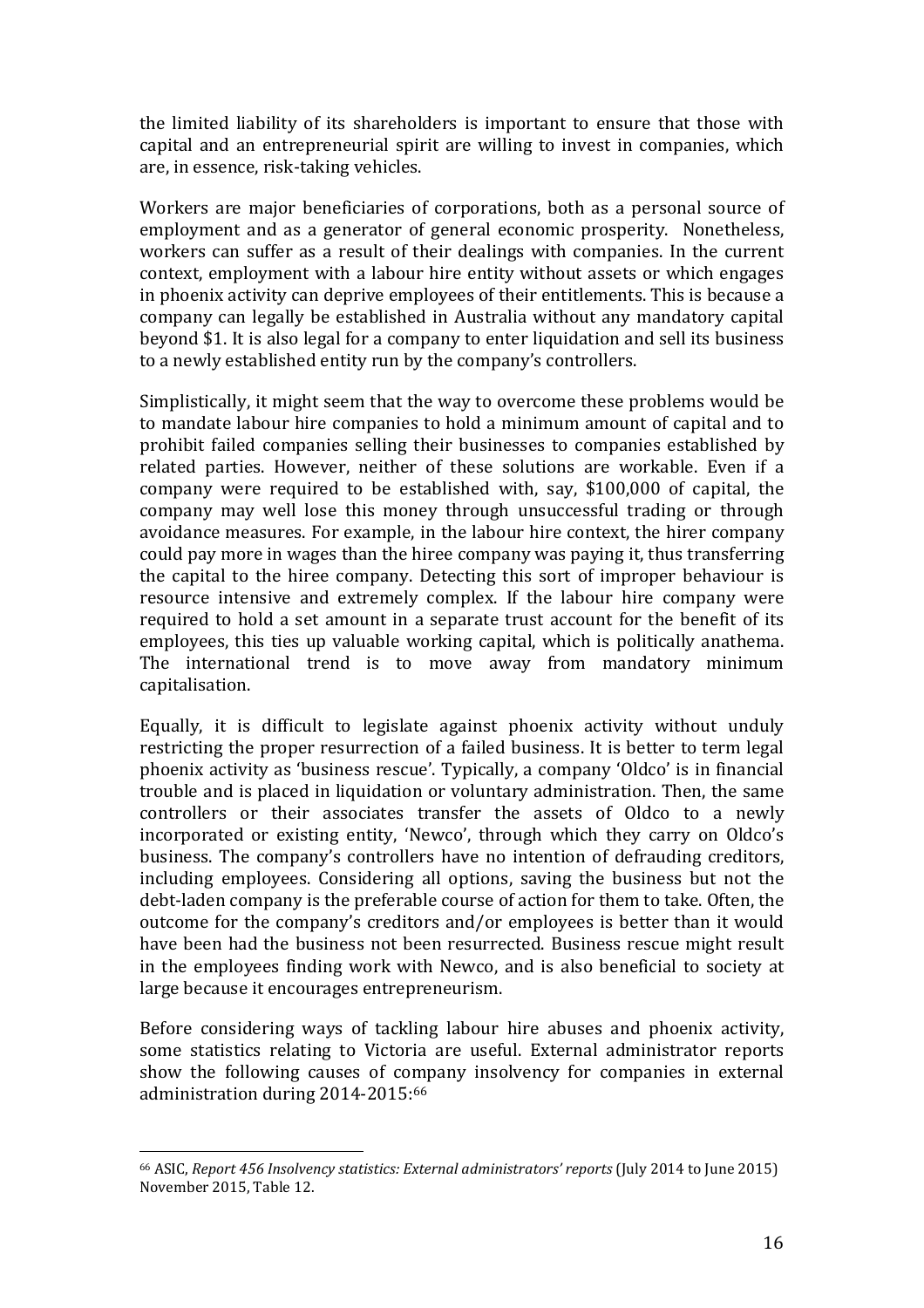the limited liability of its shareholders is important to ensure that those with capital and an entrepreneurial spirit are willing to invest in companies, which are, in essence, risk-taking vehicles.

Workers are major beneficiaries of corporations, both as a personal source of employment and as a generator of general economic prosperity. Nonetheless, workers can suffer as a result of their dealings with companies. In the current context, employment with a labour hire entity without assets or which engages in phoenix activity can deprive employees of their entitlements. This is because a company can legally be established in Australia without any mandatory capital beyond $1. It is also legal for a company to enter liquidation and sell its business to a newly established entity run by the company's controllers.

Simplistically, it might seem that the way to overcome these problems would be to mandate labour hire companies to hold a minimum amount of capital and to prohibit failed companies selling their businesses to companies established by related parties. However, neither of these solutions are workable. Even if a company were required to be established with, say, $100,000 of capital, the company may well lose this money through unsuccessful trading or through avoidance measures. For example, in the labour hire context, the hirer company could pay more in wages than the hiree company was paying it, thus transferring the capital to the hiree company. Detecting this sort of improper behaviour is resource intensive and extremely complex. If the labour hire company were required to hold a set amount in a separate trust account for the benefit of its employees, this ties up valuable working capital, which is politically anathema. The international trend is to move away from mandatory minimum capitalisation.

Equally, it is difficult to legislate against phoenix activity without unduly restricting the proper resurrection of a failed business. It is better to term legal phoenix activity as 'business rescue'. Typically, a company 'Oldco' is in financial trouble and is placed in liquidation or voluntary administration. Then, the same controllers or their associates transfer the assets of Oldco to a newly incorporated or existing entity, 'Newco', through which they carry on Oldco's business. The company's controllers have no intention of defrauding creditors, including employees. Considering all options, saving the business but not the debt-laden company is the preferable course of action for them to take. Often, the outcome for the company's creditors and/or employees is better than it would have been had the business not been resurrected. Business rescue might result in the employees finding work with Newco, and is also beneficial to society at large because it encourages entrepreneurism.

Before considering ways of tackling labour hire abuses and phoenix activity, some statistics relating to Victoria are useful. External administrator reports show the following causes of company insolvency for companies in external administration during 2014-2015:[66]

---

[66] ASIC, *Report 456 Insolvency statistics: External administrators' reports* (July 2014 to June 2015) November 2015, Table 12.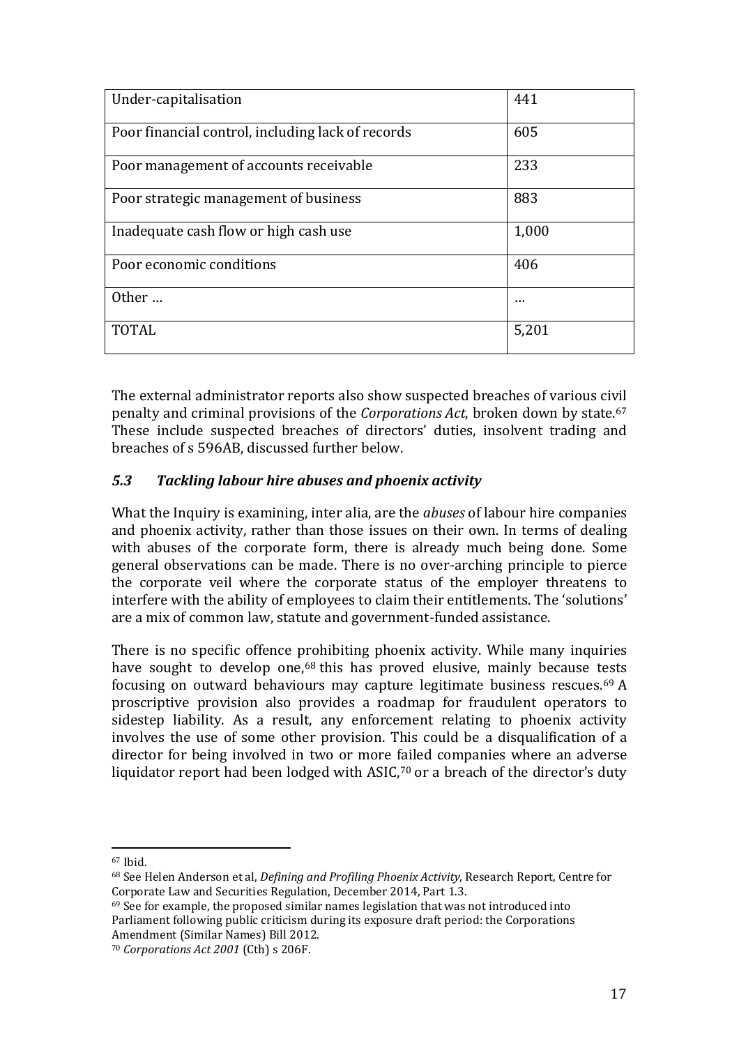| Under-capitalisation | 441 |
|---|---|
| Poor financial control, including lack of records | 605 |
| Poor management of accounts receivable | 233 |
| Poor strategic management of business | 883 |
| Inadequate cash flow or high cash use | 1,000 |
| Poor economic conditions | 406 |
| Other … | … |
| TOTAL | 5,201 |

The external administrator reports also show suspected breaches of various civil penalty and criminal provisions of the *Corporations Act*, broken down by state.[67] These include suspected breaches of directors' duties, insolvent trading and breaches of s 596AB, discussed further below.

### *5.3 Tackling labour hire abuses and phoenix activity*

What the Inquiry is examining, inter alia, are the *abuses* of labour hire companies and phoenix activity, rather than those issues on their own. In terms of dealing with abuses of the corporate form, there is already much being done. Some general observations can be made. There is no over-arching principle to pierce the corporate veil where the corporate status of the employer threatens to interfere with the ability of employees to claim their entitlements. The 'solutions' are a mix of common law, statute and government-funded assistance.

There is no specific offence prohibiting phoenix activity. While many inquiries have sought to develop one,[68] this has proved elusive, mainly because tests focusing on outward behaviours may capture legitimate business rescues.[69] A proscriptive provision also provides a roadmap for fraudulent operators to sidestep liability. As a result, any enforcement relating to phoenix activity involves the use of some other provision. This could be a disqualification of a director for being involved in two or more failed companies where an adverse liquidator report had been lodged with ASIC,[70] or a breach of the director's duty

[67] Ibid.

[68] See Helen Anderson et al, *Defining and Profiling Phoenix Activity*, Research Report, Centre for Corporate Law and Securities Regulation, December 2014, Part 1.3.

[69] See for example, the proposed similar names legislation that was not introduced into Parliament following public criticism during its exposure draft period: the Corporations Amendment (Similar Names) Bill 2012.

[70] *Corporations Act 2001* (Cth) s 206F.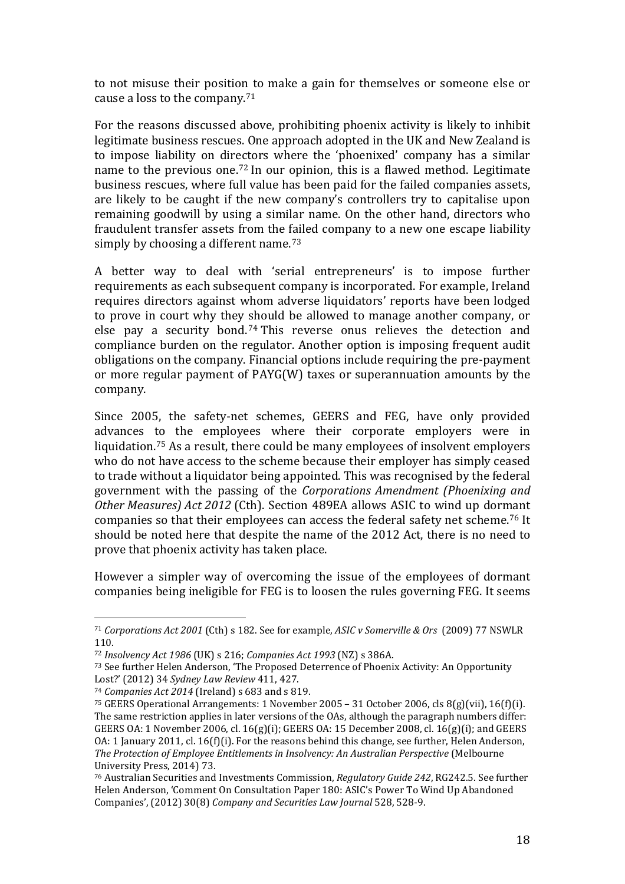to not misuse their position to make a gain for themselves or someone else or cause a loss to the company.[71]

For the reasons discussed above, prohibiting phoenix activity is likely to inhibit legitimate business rescues. One approach adopted in the UK and New Zealand is to impose liability on directors where the 'phoenixed' company has a similar name to the previous one.[72] In our opinion, this is a flawed method. Legitimate business rescues, where full value has been paid for the failed companies assets, are likely to be caught if the new company's controllers try to capitalise upon remaining goodwill by using a similar name. On the other hand, directors who fraudulent transfer assets from the failed company to a new one escape liability simply by choosing a different name.[73]

A better way to deal with 'serial entrepreneurs' is to impose further requirements as each subsequent company is incorporated. For example, Ireland requires directors against whom adverse liquidators' reports have been lodged to prove in court why they should be allowed to manage another company, or else pay a security bond.[74] This reverse onus relieves the detection and compliance burden on the regulator. Another option is imposing frequent audit obligations on the company. Financial options include requiring the pre-payment or more regular payment of PAYG(W) taxes or superannuation amounts by the company.

Since 2005, the safety-net schemes, GEERS and FEG, have only provided advances to the employees where their corporate employers were in liquidation.[75] As a result, there could be many employees of insolvent employers who do not have access to the scheme because their employer has simply ceased to trade without a liquidator being appointed. This was recognised by the federal government with the passing of the *Corporations Amendment (Phoenixing and Other Measures) Act 2012* (Cth). Section 489EA allows ASIC to wind up dormant companies so that their employees can access the federal safety net scheme.[76] It should be noted here that despite the name of the 2012 Act, there is no need to prove that phoenix activity has taken place.

However a simpler way of overcoming the issue of the employees of dormant companies being ineligible for FEG is to loosen the rules governing FEG. It seems

---

[71] *Corporations Act 2001* (Cth) s 182. See for example, *ASIC v Somerville & Ors* (2009) 77 NSWLR 110.

[72] *Insolvency Act 1986* (UK) s 216; *Companies Act 1993* (NZ) s 386A.

[73] See further Helen Anderson, 'The Proposed Deterrence of Phoenix Activity: An Opportunity Lost?' (2012) 34 *Sydney Law Review* 411, 427.

[74] *Companies Act 2014* (Ireland) s 683 and s 819.

[75] GEERS Operational Arrangements: 1 November 2005 – 31 October 2006, cls 8(g)(vii), 16(f)(i). The same restriction applies in later versions of the OAs, although the paragraph numbers differ: GEERS OA: 1 November 2006, cl. 16(g)(i); GEERS OA: 15 December 2008, cl. 16(g)(i); and GEERS OA: 1 January 2011, cl. 16(f)(i). For the reasons behind this change, see further, Helen Anderson, *The Protection of Employee Entitlements in Insolvency: An Australian Perspective* (Melbourne University Press, 2014) 73.

[76] Australian Securities and Investments Commission, *Regulatory Guide 242*, RG242.5. See further Helen Anderson, 'Comment On Consultation Paper 180: ASIC's Power To Wind Up Abandoned Companies', (2012) 30(8) *Company and Securities Law Journal* 528, 528-9.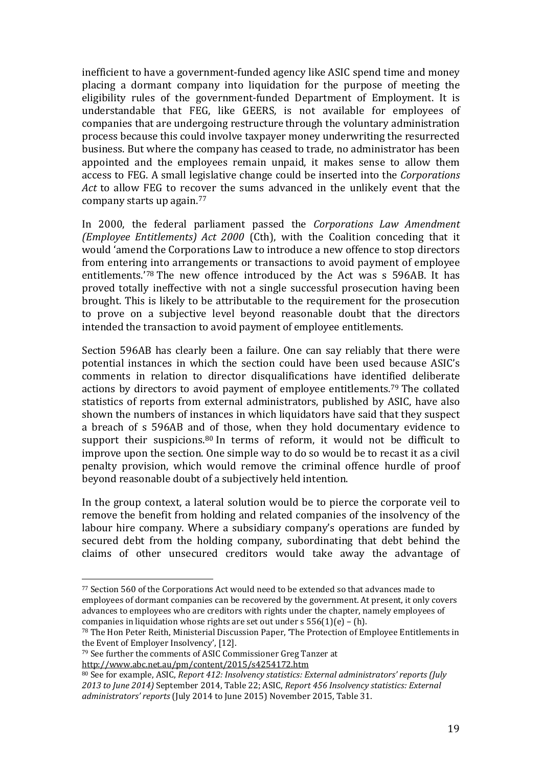inefficient to have a government-funded agency like ASIC spend time and money placing a dormant company into liquidation for the purpose of meeting the eligibility rules of the government-funded Department of Employment. It is understandable that FEG, like GEERS, is not available for employees of companies that are undergoing restructure through the voluntary administration process because this could involve taxpayer money underwriting the resurrected business. But where the company has ceased to trade, no administrator has been appointed and the employees remain unpaid, it makes sense to allow them access to FEG. A small legislative change could be inserted into the *Corporations Act* to allow FEG to recover the sums advanced in the unlikely event that the company starts up again.[77]

In 2000, the federal parliament passed the *Corporations Law Amendment (Employee Entitlements) Act 2000* (Cth), with the Coalition conceding that it would 'amend the Corporations Law to introduce a new offence to stop directors from entering into arrangements or transactions to avoid payment of employee entitlements.'[78] The new offence introduced by the Act was s 596AB. It has proved totally ineffective with not a single successful prosecution having been brought. This is likely to be attributable to the requirement for the prosecution to prove on a subjective level beyond reasonable doubt that the directors intended the transaction to avoid payment of employee entitlements.

Section 596AB has clearly been a failure. One can say reliably that there were potential instances in which the section could have been used because ASIC's comments in relation to director disqualifications have identified deliberate actions by directors to avoid payment of employee entitlements.[79] The collated statistics of reports from external administrators, published by ASIC, have also shown the numbers of instances in which liquidators have said that they suspect a breach of s 596AB and of those, when they hold documentary evidence to support their suspicions.[80] In terms of reform, it would not be difficult to improve upon the section. One simple way to do so would be to recast it as a civil penalty provision, which would remove the criminal offence hurdle of proof beyond reasonable doubt of a subjectively held intention.

In the group context, a lateral solution would be to pierce the corporate veil to remove the benefit from holding and related companies of the insolvency of the labour hire company. Where a subsidiary company's operations are funded by secured debt from the holding company, subordinating that debt behind the claims of other unsecured creditors would take away the advantage of

---

[77] Section 560 of the Corporations Act would need to be extended so that advances made to employees of dormant companies can be recovered by the government. At present, it only covers advances to employees who are creditors with rights under the chapter, namely employees of companies in liquidation whose rights are set out under s 556(1)(e) – (h).

[78] The Hon Peter Reith, Ministerial Discussion Paper, 'The Protection of Employee Entitlements in the Event of Employer Insolvency', [12].

[79] See further the comments of ASIC Commissioner Greg Tanzer at http://www.abc.net.au/pm/content/2015/s4254172.htm

[80] See for example, ASIC, *Report 412: Insolvency statistics: External administrators' reports (July 2013 to June 2014)* September 2014, Table 22; ASIC, *Report 456 Insolvency statistics: External administrators' reports* (July 2014 to June 2015) November 2015, Table 31.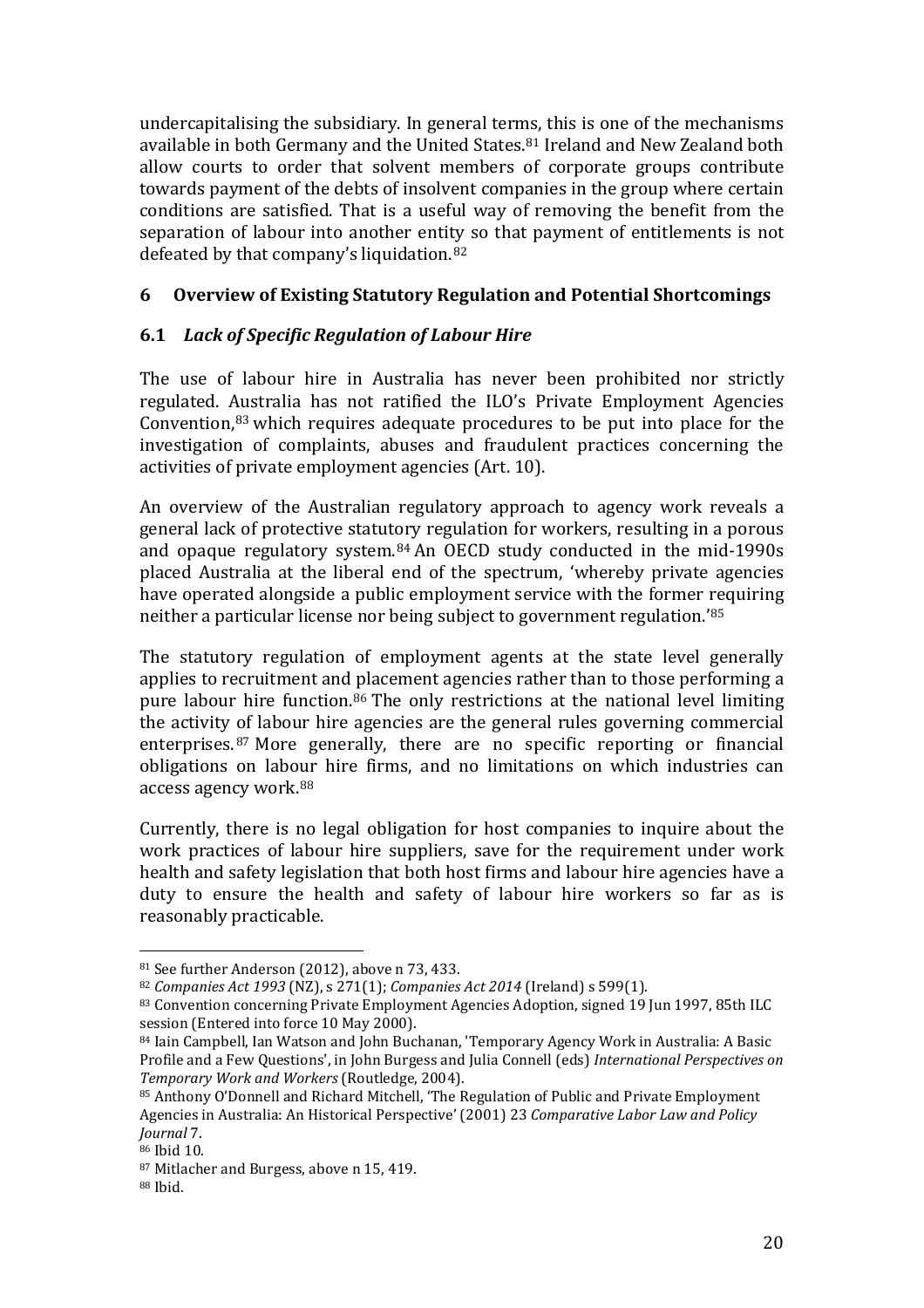undercapitalising the subsidiary. In general terms, this is one of the mechanisms available in both Germany and the United States.[81] Ireland and New Zealand both allow courts to order that solvent members of corporate groups contribute towards payment of the debts of insolvent companies in the group where certain conditions are satisfied. That is a useful way of removing the benefit from the separation of labour into another entity so that payment of entitlements is not defeated by that company's liquidation.[82]

## 6 Overview of Existing Statutory Regulation and Potential Shortcomings

### 6.1 *Lack of Specific Regulation of Labour Hire*

The use of labour hire in Australia has never been prohibited nor strictly regulated. Australia has not ratified the ILO's Private Employment Agencies Convention,[83] which requires adequate procedures to be put into place for the investigation of complaints, abuses and fraudulent practices concerning the activities of private employment agencies (Art. 10).

An overview of the Australian regulatory approach to agency work reveals a general lack of protective statutory regulation for workers, resulting in a porous and opaque regulatory system.[84] An OECD study conducted in the mid-1990s placed Australia at the liberal end of the spectrum, 'whereby private agencies have operated alongside a public employment service with the former requiring neither a particular license nor being subject to government regulation.'[85]

The statutory regulation of employment agents at the state level generally applies to recruitment and placement agencies rather than to those performing a pure labour hire function.[86] The only restrictions at the national level limiting the activity of labour hire agencies are the general rules governing commercial enterprises.[87] More generally, there are no specific reporting or financial obligations on labour hire firms, and no limitations on which industries can access agency work.[88]

Currently, there is no legal obligation for host companies to inquire about the work practices of labour hire suppliers, save for the requirement under work health and safety legislation that both host firms and labour hire agencies have a duty to ensure the health and safety of labour hire workers so far as is reasonably practicable.

---

[81] See further Anderson (2012), above n 73, 433.

[82] *Companies Act 1993* (NZ), s 271(1); *Companies Act 2014* (Ireland) s 599(1).

[83] Convention concerning Private Employment Agencies Adoption, signed 19 Jun 1997, 85th ILC session (Entered into force 10 May 2000).

[84] Iain Campbell, Ian Watson and John Buchanan, 'Temporary Agency Work in Australia: A Basic Profile and a Few Questions', in John Burgess and Julia Connell (eds) *International Perspectives on Temporary Work and Workers* (Routledge, 2004).

[85] Anthony O'Donnell and Richard Mitchell, 'The Regulation of Public and Private Employment Agencies in Australia: An Historical Perspective' (2001) 23 *Comparative Labor Law and Policy Journal* 7.

[86] Ibid 10.

[87] Mitlacher and Burgess, above n 15, 419.

[88] Ibid.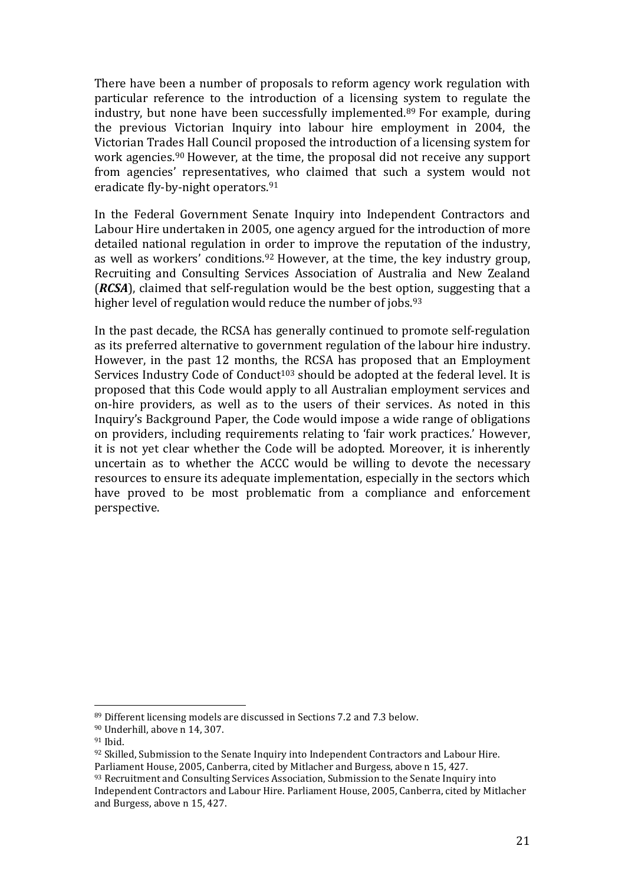There have been a number of proposals to reform agency work regulation with particular reference to the introduction of a licensing system to regulate the industry, but none have been successfully implemented.[89] For example, during the previous Victorian Inquiry into labour hire employment in 2004, the Victorian Trades Hall Council proposed the introduction of a licensing system for work agencies.[90] However, at the time, the proposal did not receive any support from agencies' representatives, who claimed that such a system would not eradicate fly-by-night operators.[91]

In the Federal Government Senate Inquiry into Independent Contractors and Labour Hire undertaken in 2005, one agency argued for the introduction of more detailed national regulation in order to improve the reputation of the industry, as well as workers' conditions.[92] However, at the time, the key industry group, Recruiting and Consulting Services Association of Australia and New Zealand (***RCSA***), claimed that self-regulation would be the best option, suggesting that a higher level of regulation would reduce the number of jobs.[93]

In the past decade, the RCSA has generally continued to promote self-regulation as its preferred alternative to government regulation of the labour hire industry. However, in the past 12 months, the RCSA has proposed that an Employment Services Industry Code of Conduct[103] should be adopted at the federal level. It is proposed that this Code would apply to all Australian employment services and on-hire providers, as well as to the users of their services. As noted in this Inquiry's Background Paper, the Code would impose a wide range of obligations on providers, including requirements relating to 'fair work practices.' However, it is not yet clear whether the Code will be adopted. Moreover, it is inherently uncertain as to whether the ACCC would be willing to devote the necessary resources to ensure its adequate implementation, especially in the sectors which have proved to be most problematic from a compliance and enforcement perspective.

---

[89] Different licensing models are discussed in Sections 7.2 and 7.3 below.

[90] Underhill, above n 14, 307.

[91] Ibid.

[92] Skilled, Submission to the Senate Inquiry into Independent Contractors and Labour Hire. Parliament House, 2005, Canberra, cited by Mitlacher and Burgess, above n 15, 427.

[93] Recruitment and Consulting Services Association, Submission to the Senate Inquiry into Independent Contractors and Labour Hire. Parliament House, 2005, Canberra, cited by Mitlacher and Burgess, above n 15, 427.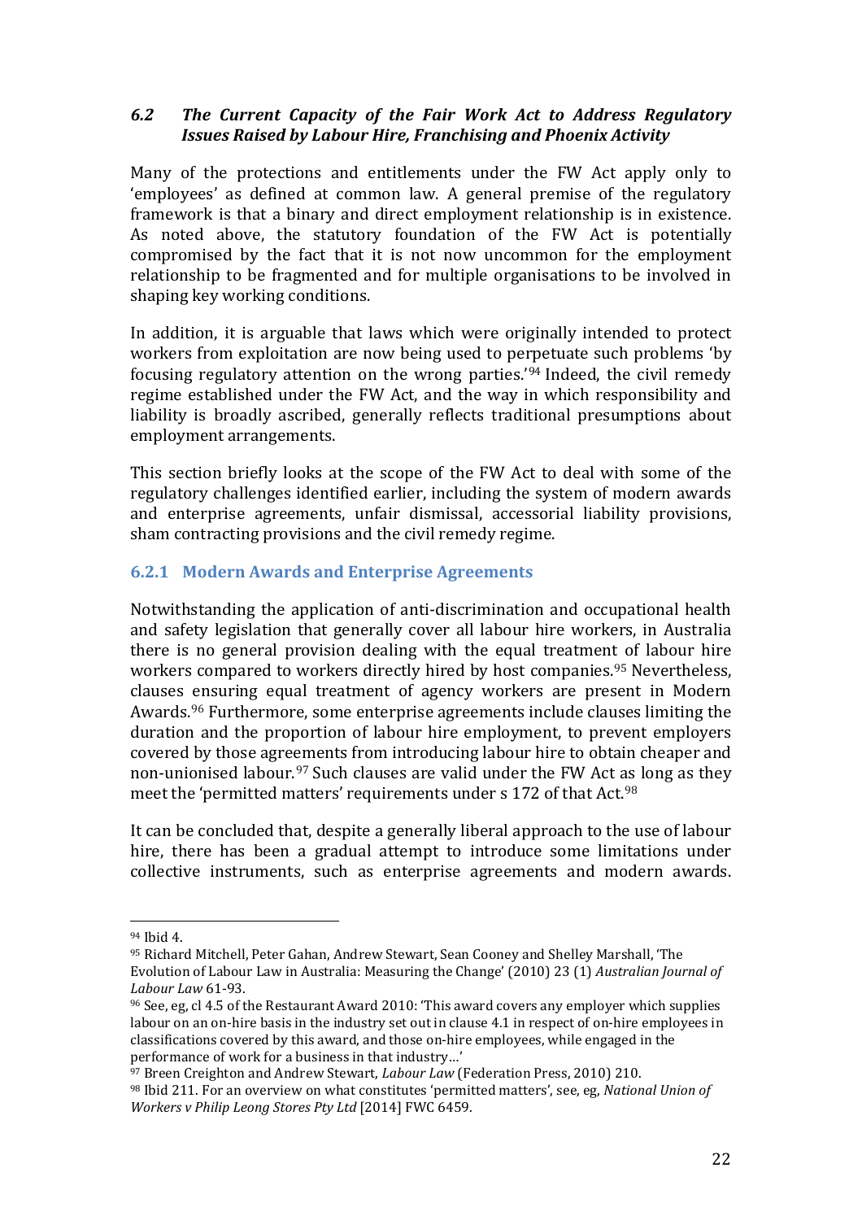### *6.2 The Current Capacity of the Fair Work Act to Address Regulatory Issues Raised by Labour Hire, Franchising and Phoenix Activity*

Many of the protections and entitlements under the FW Act apply only to 'employees' as defined at common law. A general premise of the regulatory framework is that a binary and direct employment relationship is in existence. As noted above, the statutory foundation of the FW Act is potentially compromised by the fact that it is not now uncommon for the employment relationship to be fragmented and for multiple organisations to be involved in shaping key working conditions.

In addition, it is arguable that laws which were originally intended to protect workers from exploitation are now being used to perpetuate such problems 'by focusing regulatory attention on the wrong parties.'[94] Indeed, the civil remedy regime established under the FW Act, and the way in which responsibility and liability is broadly ascribed, generally reflects traditional presumptions about employment arrangements.

This section briefly looks at the scope of the FW Act to deal with some of the regulatory challenges identified earlier, including the system of modern awards and enterprise agreements, unfair dismissal, accessorial liability provisions, sham contracting provisions and the civil remedy regime.

#### 6.2.1 Modern Awards and Enterprise Agreements

Notwithstanding the application of anti-discrimination and occupational health and safety legislation that generally cover all labour hire workers, in Australia there is no general provision dealing with the equal treatment of labour hire workers compared to workers directly hired by host companies.[95] Nevertheless, clauses ensuring equal treatment of agency workers are present in Modern Awards.[96] Furthermore, some enterprise agreements include clauses limiting the duration and the proportion of labour hire employment, to prevent employers covered by those agreements from introducing labour hire to obtain cheaper and non-unionised labour.[97] Such clauses are valid under the FW Act as long as they meet the 'permitted matters' requirements under s 172 of that Act.[98]

It can be concluded that, despite a generally liberal approach to the use of labour hire, there has been a gradual attempt to introduce some limitations under collective instruments, such as enterprise agreements and modern awards.

---

[94] Ibid 4.

[95] Richard Mitchell, Peter Gahan, Andrew Stewart, Sean Cooney and Shelley Marshall, 'The Evolution of Labour Law in Australia: Measuring the Change' (2010) 23 (1) *Australian Journal of Labour Law* 61-93.

[96] See, eg, cl 4.5 of the Restaurant Award 2010: 'This award covers any employer which supplies labour on an on-hire basis in the industry set out in clause 4.1 in respect of on-hire employees in classifications covered by this award, and those on-hire employees, while engaged in the performance of work for a business in that industry…'

[97] Breen Creighton and Andrew Stewart, *Labour Law* (Federation Press, 2010) 210.

[98] Ibid 211. For an overview on what constitutes 'permitted matters', see, eg, *National Union of Workers v Philip Leong Stores Pty Ltd* [2014] FWC 6459.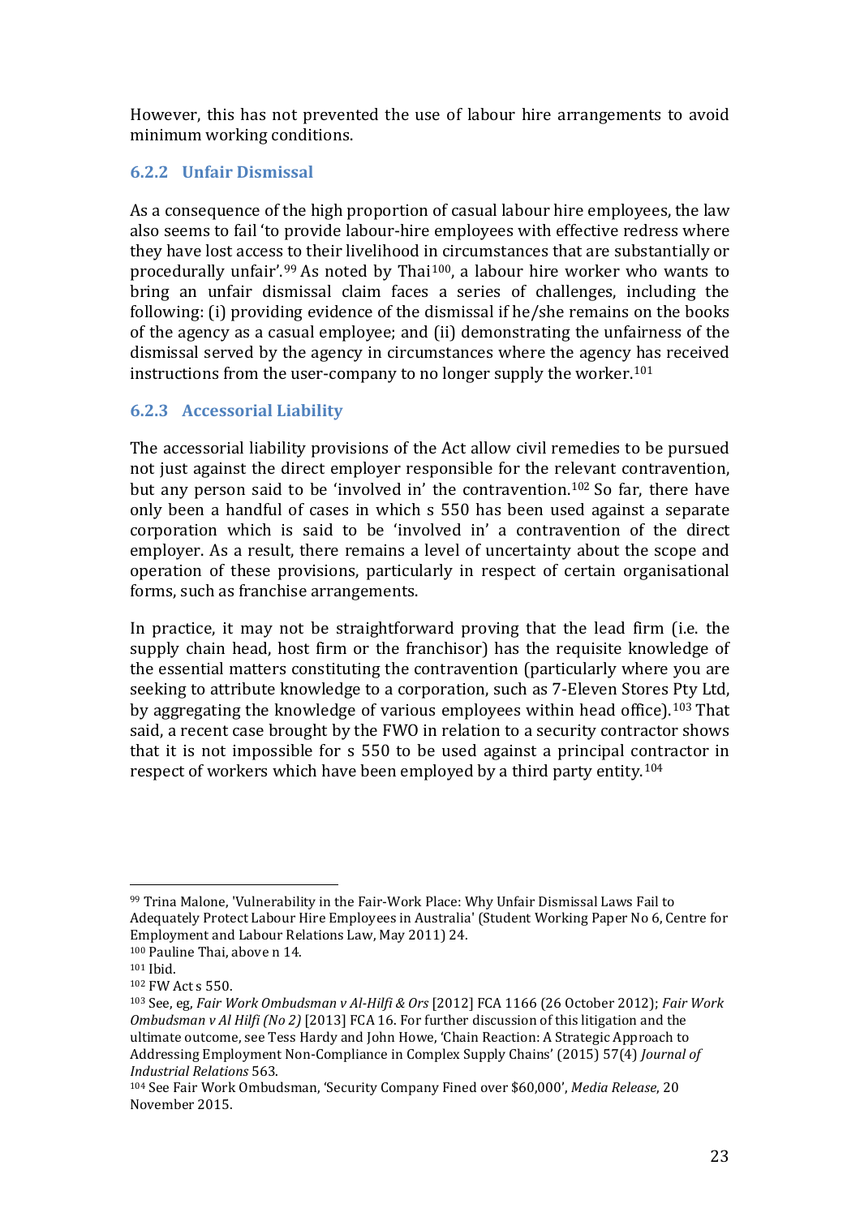However, this has not prevented the use of labour hire arrangements to avoid minimum working conditions.

### 6.2.2 Unfair Dismissal

As a consequence of the high proportion of casual labour hire employees, the law also seems to fail 'to provide labour-hire employees with effective redress where they have lost access to their livelihood in circumstances that are substantially or procedurally unfair'.[99] As noted by Thai[100], a labour hire worker who wants to bring an unfair dismissal claim faces a series of challenges, including the following: (i) providing evidence of the dismissal if he/she remains on the books of the agency as a casual employee; and (ii) demonstrating the unfairness of the dismissal served by the agency in circumstances where the agency has received instructions from the user-company to no longer supply the worker.[101]

### 6.2.3 Accessorial Liability

The accessorial liability provisions of the Act allow civil remedies to be pursued not just against the direct employer responsible for the relevant contravention, but any person said to be 'involved in' the contravention.[102] So far, there have only been a handful of cases in which s 550 has been used against a separate corporation which is said to be 'involved in' a contravention of the direct employer. As a result, there remains a level of uncertainty about the scope and operation of these provisions, particularly in respect of certain organisational forms, such as franchise arrangements.

In practice, it may not be straightforward proving that the lead firm (i.e. the supply chain head, host firm or the franchisor) has the requisite knowledge of the essential matters constituting the contravention (particularly where you are seeking to attribute knowledge to a corporation, such as 7-Eleven Stores Pty Ltd, by aggregating the knowledge of various employees within head office).[103] That said, a recent case brought by the FWO in relation to a security contractor shows that it is not impossible for s 550 to be used against a principal contractor in respect of workers which have been employed by a third party entity.[104]

---

[99] Trina Malone, 'Vulnerability in the Fair-Work Place: Why Unfair Dismissal Laws Fail to Adequately Protect Labour Hire Employees in Australia' (Student Working Paper No 6, Centre for Employment and Labour Relations Law, May 2011) 24.

[100] Pauline Thai, above n 14.

[101] Ibid.

[102] FW Act s 550.

[103] See, eg, *Fair Work Ombudsman v Al-Hilfi & Ors* [2012] FCA 1166 (26 October 2012); *Fair Work Ombudsman v Al Hilfi (No 2)* [2013] FCA 16. For further discussion of this litigation and the ultimate outcome, see Tess Hardy and John Howe, 'Chain Reaction: A Strategic Approach to Addressing Employment Non-Compliance in Complex Supply Chains' (2015) 57(4) *Journal of Industrial Relations* 563.

[104] See Fair Work Ombudsman, 'Security Company Fined over $60,000', *Media Release*, 20 November 2015.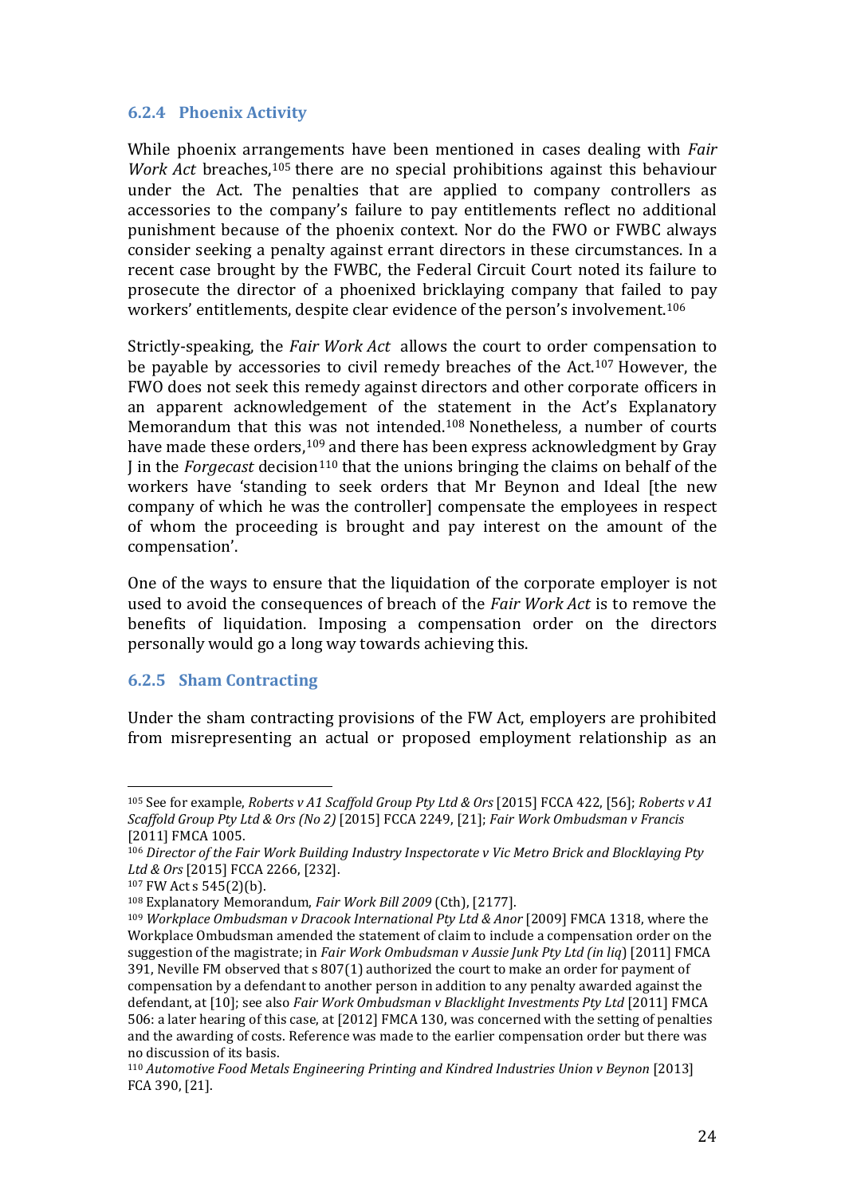### 6.2.4 Phoenix Activity

While phoenix arrangements have been mentioned in cases dealing with *Fair Work Act* breaches,[105] there are no special prohibitions against this behaviour under the Act. The penalties that are applied to company controllers as accessories to the company's failure to pay entitlements reflect no additional punishment because of the phoenix context. Nor do the FWO or FWBC always consider seeking a penalty against errant directors in these circumstances. In a recent case brought by the FWBC, the Federal Circuit Court noted its failure to prosecute the director of a phoenixed bricklaying company that failed to pay workers' entitlements, despite clear evidence of the person's involvement.[106]

Strictly-speaking, the *Fair Work Act* allows the court to order compensation to be payable by accessories to civil remedy breaches of the Act.[107] However, the FWO does not seek this remedy against directors and other corporate officers in an apparent acknowledgement of the statement in the Act's Explanatory Memorandum that this was not intended.[108] Nonetheless, a number of courts have made these orders,[109] and there has been express acknowledgment by Gray J in the *Forgecast* decision[110] that the unions bringing the claims on behalf of the workers have 'standing to seek orders that Mr Beynon and Ideal [the new company of which he was the controller] compensate the employees in respect of whom the proceeding is brought and pay interest on the amount of the compensation'.

One of the ways to ensure that the liquidation of the corporate employer is not used to avoid the consequences of breach of the *Fair Work Act* is to remove the benefits of liquidation. Imposing a compensation order on the directors personally would go a long way towards achieving this.

### 6.2.5 Sham Contracting

Under the sham contracting provisions of the FW Act, employers are prohibited from misrepresenting an actual or proposed employment relationship as an

---

[105] See for example, *Roberts v A1 Scaffold Group Pty Ltd & Ors* [2015] FCCA 422, [56]; *Roberts v A1 Scaffold Group Pty Ltd & Ors (No 2)* [2015] FCCA 2249, [21]; *Fair Work Ombudsman v Francis* [2011] FMCA 1005.

[106] *Director of the Fair Work Building Industry Inspectorate v Vic Metro Brick and Blocklaying Pty Ltd & Ors* [2015] FCCA 2266, [232].

[107] FW Act s 545(2)(b).

[108] Explanatory Memorandum, *Fair Work Bill 2009* (Cth), [2177].

[109] *Workplace Ombudsman v Dracook International Pty Ltd & Anor* [2009] FMCA 1318, where the Workplace Ombudsman amended the statement of claim to include a compensation order on the suggestion of the magistrate; in *Fair Work Ombudsman v Aussie Junk Pty Ltd (in liq)* [2011] FMCA 391, Neville FM observed that s 807(1) authorized the court to make an order for payment of compensation by a defendant to another person in addition to any penalty awarded against the defendant, at [10]; see also *Fair Work Ombudsman v Blacklight Investments Pty Ltd* [2011] FMCA 506: a later hearing of this case, at [2012] FMCA 130, was concerned with the setting of penalties and the awarding of costs. Reference was made to the earlier compensation order but there was no discussion of its basis.

[110] *Automotive Food Metals Engineering Printing and Kindred Industries Union v Beynon* [2013] FCA 390, [21].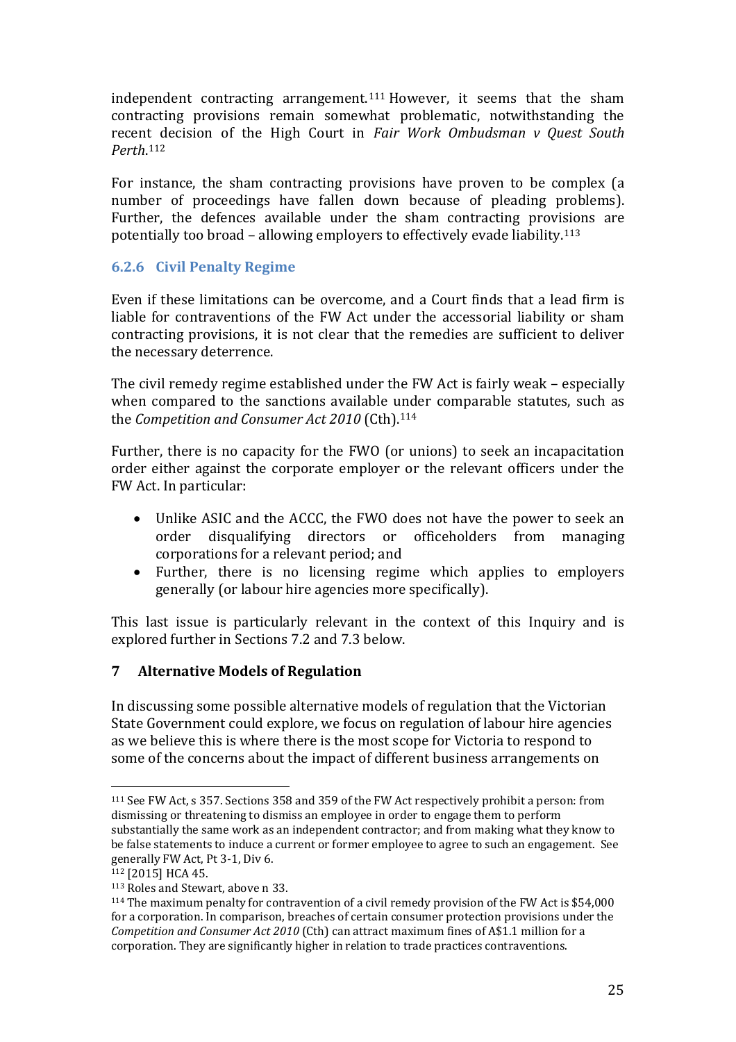independent contracting arrangement.[111] However, it seems that the sham contracting provisions remain somewhat problematic, notwithstanding the recent decision of the High Court in *Fair Work Ombudsman v Quest South Perth*.[112]

For instance, the sham contracting provisions have proven to be complex (a number of proceedings have fallen down because of pleading problems). Further, the defences available under the sham contracting provisions are potentially too broad – allowing employers to effectively evade liability.[113]

### 6.2.6 Civil Penalty Regime

Even if these limitations can be overcome, and a Court finds that a lead firm is liable for contraventions of the FW Act under the accessorial liability or sham contracting provisions, it is not clear that the remedies are sufficient to deliver the necessary deterrence.

The civil remedy regime established under the FW Act is fairly weak – especially when compared to the sanctions available under comparable statutes, such as the *Competition and Consumer Act 2010* (Cth).[114]

Further, there is no capacity for the FWO (or unions) to seek an incapacitation order either against the corporate employer or the relevant officers under the FW Act. In particular:

- Unlike ASIC and the ACCC, the FWO does not have the power to seek an order disqualifying directors or officeholders from managing corporations for a relevant period; and
- Further, there is no licensing regime which applies to employers generally (or labour hire agencies more specifically).

This last issue is particularly relevant in the context of this Inquiry and is explored further in Sections 7.2 and 7.3 below.

## 7 Alternative Models of Regulation

In discussing some possible alternative models of regulation that the Victorian State Government could explore, we focus on regulation of labour hire agencies as we believe this is where there is the most scope for Victoria to respond to some of the concerns about the impact of different business arrangements on

---

[111] See FW Act, s 357. Sections 358 and 359 of the FW Act respectively prohibit a person: from dismissing or threatening to dismiss an employee in order to engage them to perform substantially the same work as an independent contractor; and from making what they know to be false statements to induce a current or former employee to agree to such an engagement. See generally FW Act, Pt 3-1, Div 6.

[112] [2015] HCA 45.

[113] Roles and Stewart, above n 33.

[114] The maximum penalty for contravention of a civil remedy provision of the FW Act is $54,000 for a corporation. In comparison, breaches of certain consumer protection provisions under the *Competition and Consumer Act 2010* (Cth) can attract maximum fines of A$1.1 million for a corporation. They are significantly higher in relation to trade practices contraventions.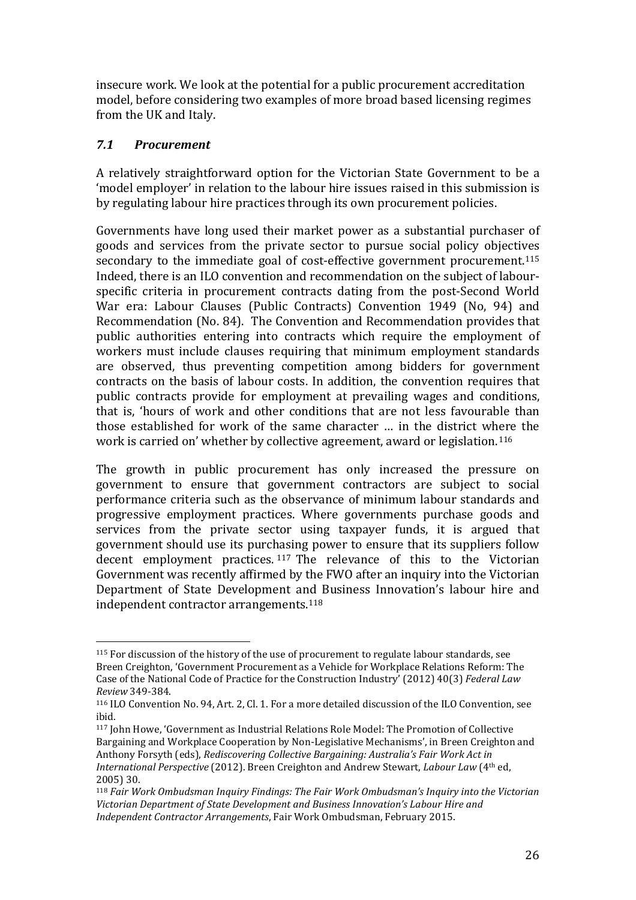insecure work. We look at the potential for a public procurement accreditation model, before considering two examples of more broad based licensing regimes from the UK and Italy.

### *7.1 Procurement*

A relatively straightforward option for the Victorian State Government to be a 'model employer' in relation to the labour hire issues raised in this submission is by regulating labour hire practices through its own procurement policies.

Governments have long used their market power as a substantial purchaser of goods and services from the private sector to pursue social policy objectives secondary to the immediate goal of cost-effective government procurement.[115] Indeed, there is an ILO convention and recommendation on the subject of labour-specific criteria in procurement contracts dating from the post-Second World War era: Labour Clauses (Public Contracts) Convention 1949 (No, 94) and Recommendation (No. 84). The Convention and Recommendation provides that public authorities entering into contracts which require the employment of workers must include clauses requiring that minimum employment standards are observed, thus preventing competition among bidders for government contracts on the basis of labour costs. In addition, the convention requires that public contracts provide for employment at prevailing wages and conditions, that is, 'hours of work and other conditions that are not less favourable than those established for work of the same character … in the district where the work is carried on' whether by collective agreement, award or legislation.[116]

The growth in public procurement has only increased the pressure on government to ensure that government contractors are subject to social performance criteria such as the observance of minimum labour standards and progressive employment practices. Where governments purchase goods and services from the private sector using taxpayer funds, it is argued that government should use its purchasing power to ensure that its suppliers follow decent employment practices.[117] The relevance of this to the Victorian Government was recently affirmed by the FWO after an inquiry into the Victorian Department of State Development and Business Innovation's labour hire and independent contractor arrangements.[118]

---

[115] For discussion of the history of the use of procurement to regulate labour standards, see Breen Creighton, 'Government Procurement as a Vehicle for Workplace Relations Reform: The Case of the National Code of Practice for the Construction Industry' (2012) 40(3) *Federal Law Review* 349-384.

[116] ILO Convention No. 94, Art. 2, Cl. 1. For a more detailed discussion of the ILO Convention, see ibid.

[117] John Howe, 'Government as Industrial Relations Role Model: The Promotion of Collective Bargaining and Workplace Cooperation by Non-Legislative Mechanisms', in Breen Creighton and Anthony Forsyth (eds), *Rediscovering Collective Bargaining: Australia's Fair Work Act in International Perspective* (2012). Breen Creighton and Andrew Stewart, *Labour Law* (4th ed, 2005) 30.

[118] *Fair Work Ombudsman Inquiry Findings: The Fair Work Ombudsman's Inquiry into the Victorian Victorian Department of State Development and Business Innovation's Labour Hire and Independent Contractor Arrangements*, Fair Work Ombudsman, February 2015.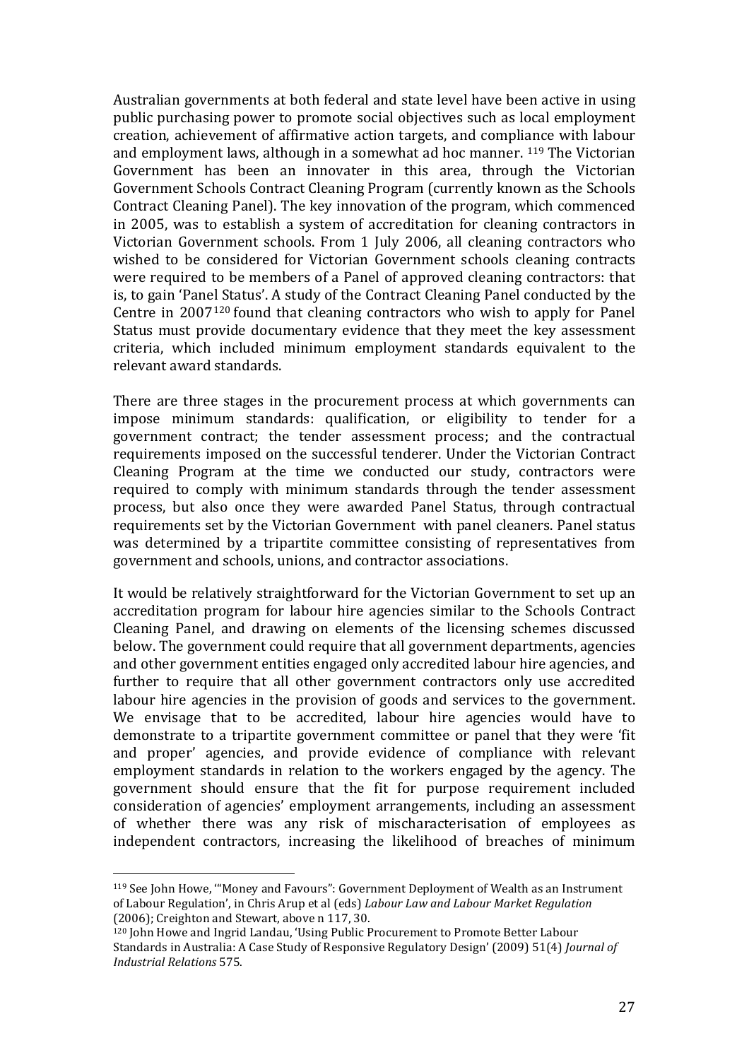Australian governments at both federal and state level have been active in using public purchasing power to promote social objectives such as local employment creation, achievement of affirmative action targets, and compliance with labour and employment laws, although in a somewhat ad hoc manner. [119] The Victorian Government has been an innovater in this area, through the Victorian Government Schools Contract Cleaning Program (currently known as the Schools Contract Cleaning Panel). The key innovation of the program, which commenced in 2005, was to establish a system of accreditation for cleaning contractors in Victorian Government schools. From 1 July 2006, all cleaning contractors who wished to be considered for Victorian Government schools cleaning contracts were required to be members of a Panel of approved cleaning contractors: that is, to gain 'Panel Status'. A study of the Contract Cleaning Panel conducted by the Centre in 2007[120] found that cleaning contractors who wish to apply for Panel Status must provide documentary evidence that they meet the key assessment criteria, which included minimum employment standards equivalent to the relevant award standards.

There are three stages in the procurement process at which governments can impose minimum standards: qualification, or eligibility to tender for a government contract; the tender assessment process; and the contractual requirements imposed on the successful tenderer. Under the Victorian Contract Cleaning Program at the time we conducted our study, contractors were required to comply with minimum standards through the tender assessment process, but also once they were awarded Panel Status, through contractual requirements set by the Victorian Government with panel cleaners. Panel status was determined by a tripartite committee consisting of representatives from government and schools, unions, and contractor associations.

It would be relatively straightforward for the Victorian Government to set up an accreditation program for labour hire agencies similar to the Schools Contract Cleaning Panel, and drawing on elements of the licensing schemes discussed below. The government could require that all government departments, agencies and other government entities engaged only accredited labour hire agencies, and further to require that all other government contractors only use accredited labour hire agencies in the provision of goods and services to the government. We envisage that to be accredited, labour hire agencies would have to demonstrate to a tripartite government committee or panel that they were 'fit and proper' agencies, and provide evidence of compliance with relevant employment standards in relation to the workers engaged by the agency. The government should ensure that the fit for purpose requirement included consideration of agencies' employment arrangements, including an assessment of whether there was any risk of mischaracterisation of employees as independent contractors, increasing the likelihood of breaches of minimum

---

[119] See John Howe, '"Money and Favours": Government Deployment of Wealth as an Instrument of Labour Regulation', in Chris Arup et al (eds) *Labour Law and Labour Market Regulation* (2006); Creighton and Stewart, above n 117, 30.

[120] John Howe and Ingrid Landau, 'Using Public Procurement to Promote Better Labour Standards in Australia: A Case Study of Responsive Regulatory Design' (2009) 51(4) *Journal of Industrial Relations* 575.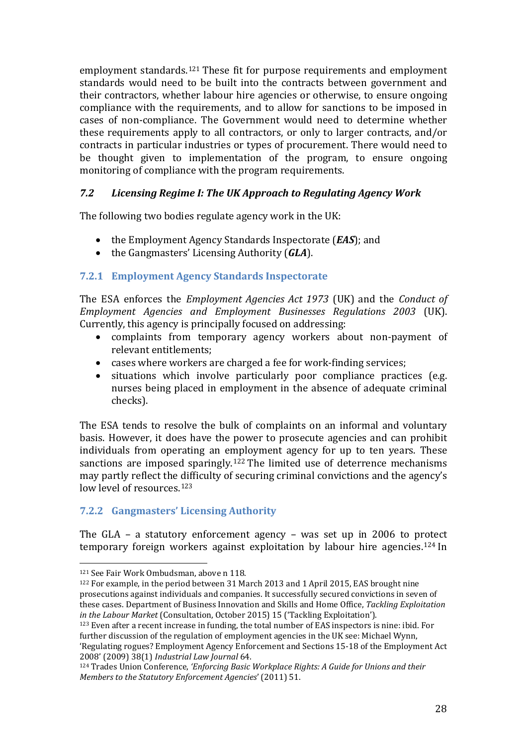employment standards.[121] These fit for purpose requirements and employment standards would need to be built into the contracts between government and their contractors, whether labour hire agencies or otherwise, to ensure ongoing compliance with the requirements, and to allow for sanctions to be imposed in cases of non-compliance. The Government would need to determine whether these requirements apply to all contractors, or only to larger contracts, and/or contracts in particular industries or types of procurement. There would need to be thought given to implementation of the program, to ensure ongoing monitoring of compliance with the program requirements.

### *7.2 Licensing Regime I: The UK Approach to Regulating Agency Work*

The following two bodies regulate agency work in the UK:

- the Employment Agency Standards Inspectorate (***EAS***); and
- the Gangmasters' Licensing Authority (***GLA***).

#### 7.2.1 Employment Agency Standards Inspectorate

The ESA enforces the *Employment Agencies Act 1973* (UK) and the *Conduct of Employment Agencies and Employment Businesses Regulations 2003* (UK). Currently, this agency is principally focused on addressing:

- complaints from temporary agency workers about non-payment of relevant entitlements;
- cases where workers are charged a fee for work-finding services;
- situations which involve particularly poor compliance practices (e.g. nurses being placed in employment in the absence of adequate criminal checks).

The ESA tends to resolve the bulk of complaints on an informal and voluntary basis. However, it does have the power to prosecute agencies and can prohibit individuals from operating an employment agency for up to ten years. These sanctions are imposed sparingly.[122] The limited use of deterrence mechanisms may partly reflect the difficulty of securing criminal convictions and the agency's low level of resources.[123]

#### 7.2.2 Gangmasters' Licensing Authority

The GLA – a statutory enforcement agency – was set up in 2006 to protect temporary foreign workers against exploitation by labour hire agencies.[124] In

---

[121] See Fair Work Ombudsman, above n 118.

[122] For example, in the period between 31 March 2013 and 1 April 2015, EAS brought nine prosecutions against individuals and companies. It successfully secured convictions in seven of these cases. Department of Business Innovation and Skills and Home Office, *Tackling Exploitation in the Labour Market* (Consultation, October 2015) 15 ('Tackling Exploitation').

[123] Even after a recent increase in funding, the total number of EAS inspectors is nine: ibid. For further discussion of the regulation of employment agencies in the UK see: Michael Wynn, 'Regulating rogues? Employment Agency Enforcement and Sections 15-18 of the Employment Act 2008' (2009) 38(1) *Industrial Law Journal* 64.

[124] Trades Union Conference, *'Enforcing Basic Workplace Rights: A Guide for Unions and their Members to the Statutory Enforcement Agencies'* (2011) 51.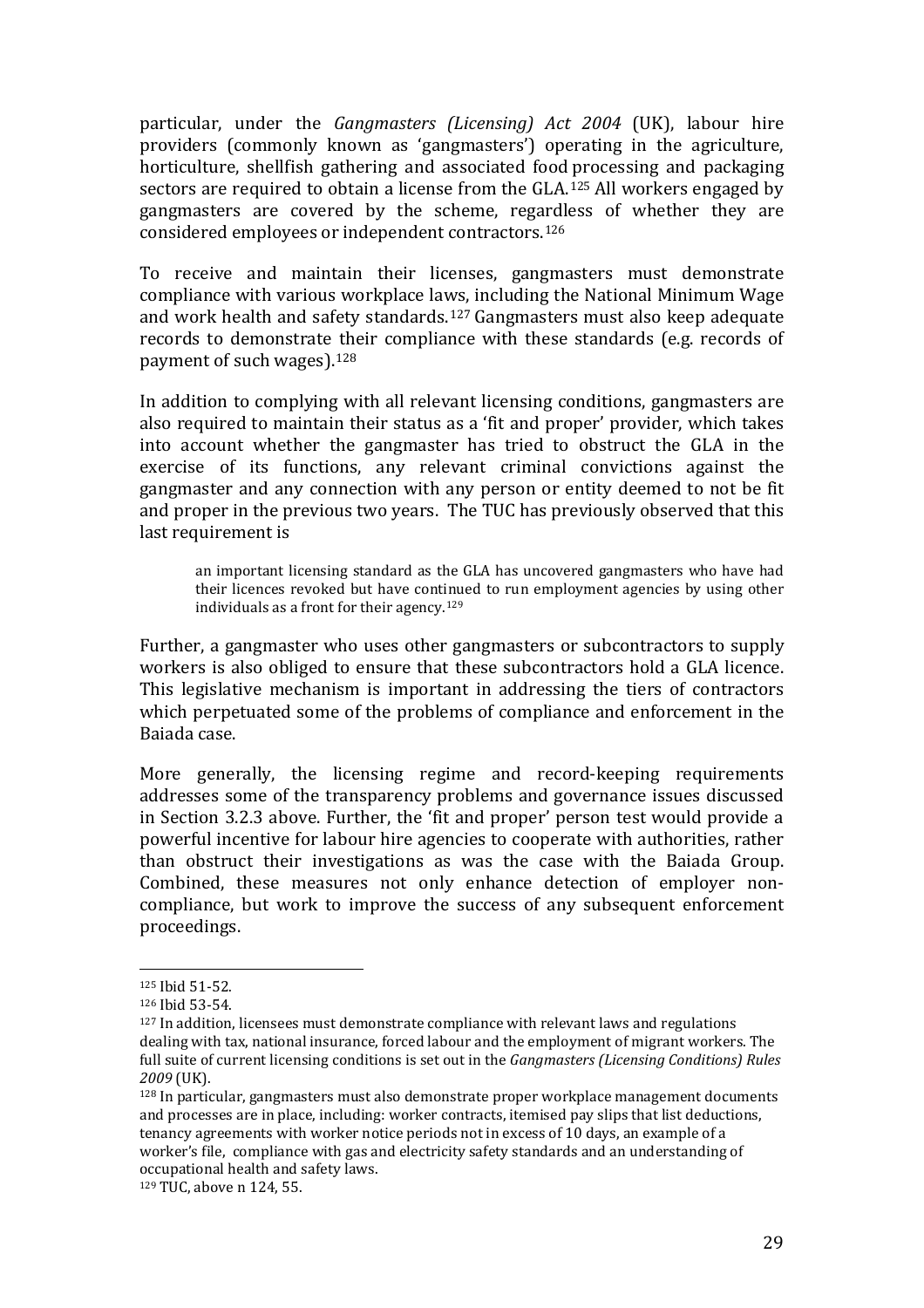particular, under the *Gangmasters (Licensing) Act 2004* (UK), labour hire providers (commonly known as 'gangmasters') operating in the agriculture, horticulture, shellfish gathering and associated food processing and packaging sectors are required to obtain a license from the GLA.[125] All workers engaged by gangmasters are covered by the scheme, regardless of whether they are considered employees or independent contractors.[126]

To receive and maintain their licenses, gangmasters must demonstrate compliance with various workplace laws, including the National Minimum Wage and work health and safety standards.[127] Gangmasters must also keep adequate records to demonstrate their compliance with these standards (e.g. records of payment of such wages).[128]

In addition to complying with all relevant licensing conditions, gangmasters are also required to maintain their status as a 'fit and proper' provider, which takes into account whether the gangmaster has tried to obstruct the GLA in the exercise of its functions, any relevant criminal convictions against the gangmaster and any connection with any person or entity deemed to not be fit and proper in the previous two years. The TUC has previously observed that this last requirement is

> an important licensing standard as the GLA has uncovered gangmasters who have had their licences revoked but have continued to run employment agencies by using other individuals as a front for their agency.[129]

Further, a gangmaster who uses other gangmasters or subcontractors to supply workers is also obliged to ensure that these subcontractors hold a GLA licence. This legislative mechanism is important in addressing the tiers of contractors which perpetuated some of the problems of compliance and enforcement in the Baiada case.

More generally, the licensing regime and record-keeping requirements addresses some of the transparency problems and governance issues discussed in Section 3.2.3 above. Further, the 'fit and proper' person test would provide a powerful incentive for labour hire agencies to cooperate with authorities, rather than obstruct their investigations as was the case with the Baiada Group. Combined, these measures not only enhance detection of employer non-compliance, but work to improve the success of any subsequent enforcement proceedings.

---

[125] Ibid 51-52.

[126] Ibid 53-54.

[127] In addition, licensees must demonstrate compliance with relevant laws and regulations dealing with tax, national insurance, forced labour and the employment of migrant workers. The full suite of current licensing conditions is set out in the *Gangmasters (Licensing Conditions) Rules 2009* (UK).

[128] In particular, gangmasters must also demonstrate proper workplace management documents and processes are in place, including: worker contracts, itemised pay slips that list deductions, tenancy agreements with worker notice periods not in excess of 10 days, an example of a worker's file, compliance with gas and electricity safety standards and an understanding of occupational health and safety laws.

[129] TUC, above n 124, 55.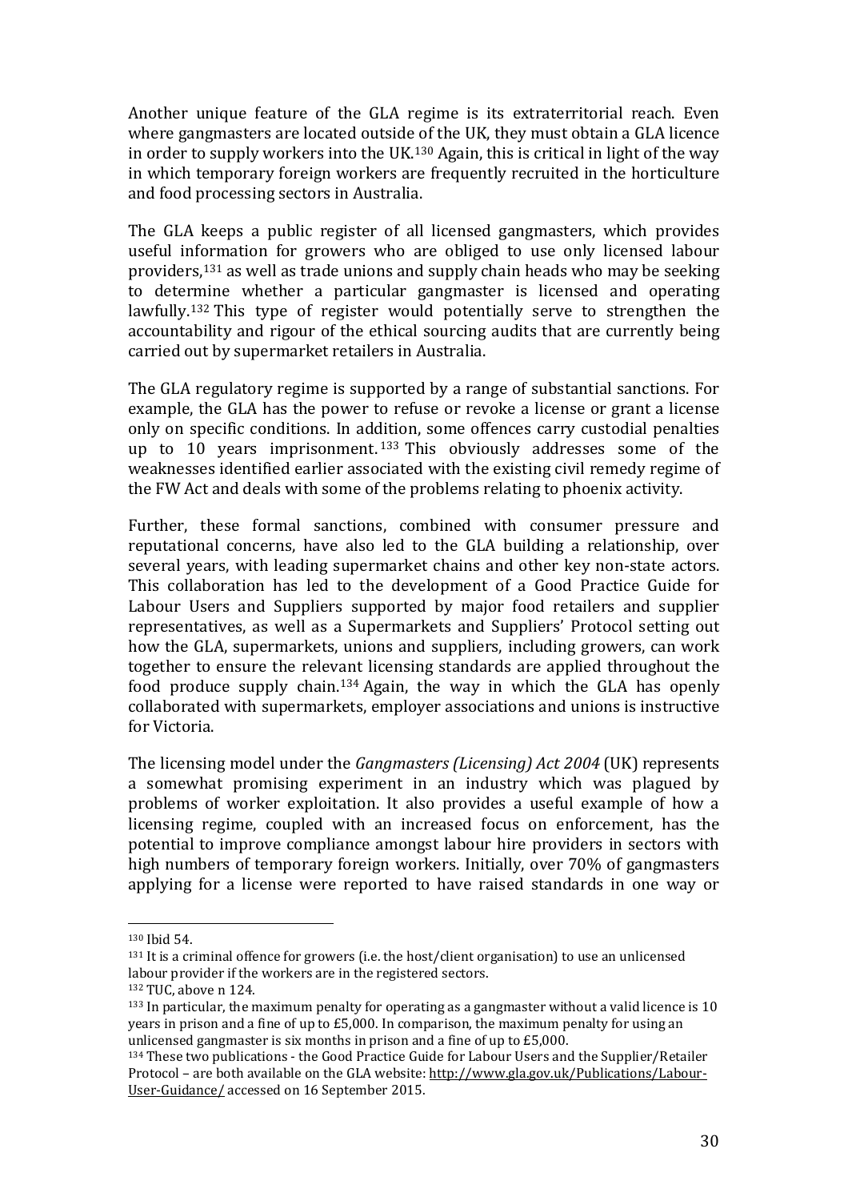Another unique feature of the GLA regime is its extraterritorial reach. Even where gangmasters are located outside of the UK, they must obtain a GLA licence in order to supply workers into the UK.[130] Again, this is critical in light of the way in which temporary foreign workers are frequently recruited in the horticulture and food processing sectors in Australia.

The GLA keeps a public register of all licensed gangmasters, which provides useful information for growers who are obliged to use only licensed labour providers,[131] as well as trade unions and supply chain heads who may be seeking to determine whether a particular gangmaster is licensed and operating lawfully.[132] This type of register would potentially serve to strengthen the accountability and rigour of the ethical sourcing audits that are currently being carried out by supermarket retailers in Australia.

The GLA regulatory regime is supported by a range of substantial sanctions. For example, the GLA has the power to refuse or revoke a license or grant a license only on specific conditions. In addition, some offences carry custodial penalties up to 10 years imprisonment.[133] This obviously addresses some of the weaknesses identified earlier associated with the existing civil remedy regime of the FW Act and deals with some of the problems relating to phoenix activity.

Further, these formal sanctions, combined with consumer pressure and reputational concerns, have also led to the GLA building a relationship, over several years, with leading supermarket chains and other key non-state actors. This collaboration has led to the development of a Good Practice Guide for Labour Users and Suppliers supported by major food retailers and supplier representatives, as well as a Supermarkets and Suppliers' Protocol setting out how the GLA, supermarkets, unions and suppliers, including growers, can work together to ensure the relevant licensing standards are applied throughout the food produce supply chain.[134] Again, the way in which the GLA has openly collaborated with supermarkets, employer associations and unions is instructive for Victoria.

The licensing model under the *Gangmasters (Licensing) Act 2004* (UK) represents a somewhat promising experiment in an industry which was plagued by problems of worker exploitation. It also provides a useful example of how a licensing regime, coupled with an increased focus on enforcement, has the potential to improve compliance amongst labour hire providers in sectors with high numbers of temporary foreign workers. Initially, over 70% of gangmasters applying for a license were reported to have raised standards in one way or

---

[130] Ibid 54.

[131] It is a criminal offence for growers (i.e. the host/client organisation) to use an unlicensed labour provider if the workers are in the registered sectors.

[132] TUC, above n 124.

[133] In particular, the maximum penalty for operating as a gangmaster without a valid licence is 10 years in prison and a fine of up to £5,000. In comparison, the maximum penalty for using an unlicensed gangmaster is six months in prison and a fine of up to £5,000.

[134] These two publications - the Good Practice Guide for Labour Users and the Supplier/Retailer Protocol – are both available on the GLA website: http://www.gla.gov.uk/Publications/Labour-User-Guidance/ accessed on 16 September 2015.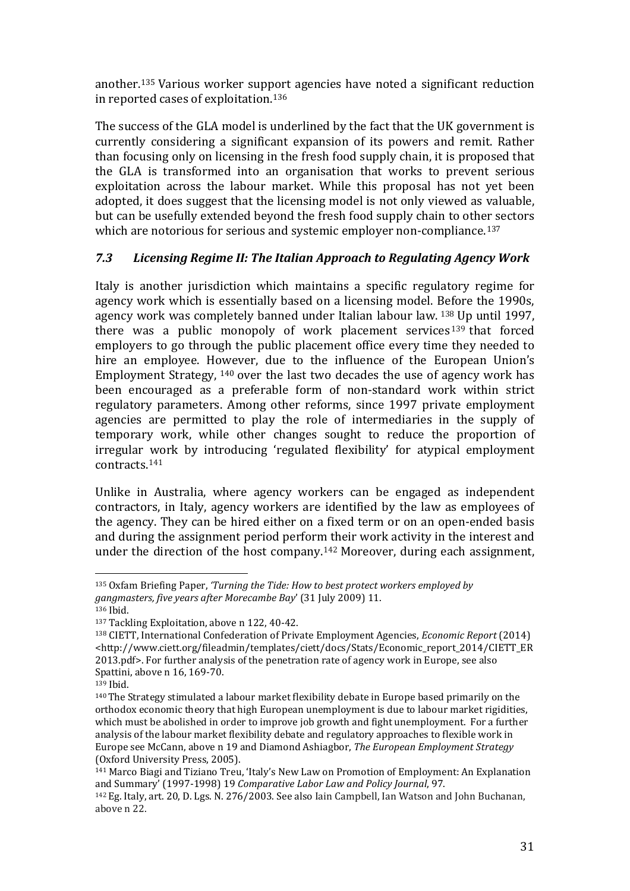another.[135] Various worker support agencies have noted a significant reduction in reported cases of exploitation.[136]

The success of the GLA model is underlined by the fact that the UK government is currently considering a significant expansion of its powers and remit. Rather than focusing only on licensing in the fresh food supply chain, it is proposed that the GLA is transformed into an organisation that works to prevent serious exploitation across the labour market. While this proposal has not yet been adopted, it does suggest that the licensing model is not only viewed as valuable, but can be usefully extended beyond the fresh food supply chain to other sectors which are notorious for serious and systemic employer non-compliance.[137]

### *7.3 Licensing Regime II: The Italian Approach to Regulating Agency Work*

Italy is another jurisdiction which maintains a specific regulatory regime for agency work which is essentially based on a licensing model. Before the 1990s, agency work was completely banned under Italian labour law.[138] Up until 1997, there was a public monopoly of work placement services[139] that forced employers to go through the public placement office every time they needed to hire an employee. However, due to the influence of the European Union's Employment Strategy,[140] over the last two decades the use of agency work has been encouraged as a preferable form of non-standard work within strict regulatory parameters. Among other reforms, since 1997 private employment agencies are permitted to play the role of intermediaries in the supply of temporary work, while other changes sought to reduce the proportion of irregular work by introducing 'regulated flexibility' for atypical employment contracts.[141]

Unlike in Australia, where agency workers can be engaged as independent contractors, in Italy, agency workers are identified by the law as employees of the agency. They can be hired either on a fixed term or on an open-ended basis and during the assignment period perform their work activity in the interest and under the direction of the host company.[142] Moreover, during each assignment,

---

[135] Oxfam Briefing Paper, *'Turning the Tide: How to best protect workers employed by gangmasters, five years after Morecambe Bay*' (31 July 2009) 11.

[136] Ibid.

[137] Tackling Exploitation, above n 122, 40-42.

[138] CIETT, International Confederation of Private Employment Agencies, *Economic Report* (2014) <http://www.ciett.org/fileadmin/templates/ciett/docs/Stats/Economic_report_2014/CIETT_ER 2013.pdf>. For further analysis of the penetration rate of agency work in Europe, see also Spattini, above n 16, 169-70.

[139] Ibid.

[140] The Strategy stimulated a labour market flexibility debate in Europe based primarily on the orthodox economic theory that high European unemployment is due to labour market rigidities, which must be abolished in order to improve job growth and fight unemployment. For a further analysis of the labour market flexibility debate and regulatory approaches to flexible work in Europe see McCann, above n 19 and Diamond Ashiagbor, *The European Employment Strategy* (Oxford University Press, 2005).

[141] Marco Biagi and Tiziano Treu, 'Italy's New Law on Promotion of Employment: An Explanation and Summary' (1997-1998) 19 *Comparative Labor Law and Policy Journal*, 97.

[142] Eg. Italy, art. 20, D. Lgs. N. 276/2003. See also Iain Campbell, Ian Watson and John Buchanan, above n 22.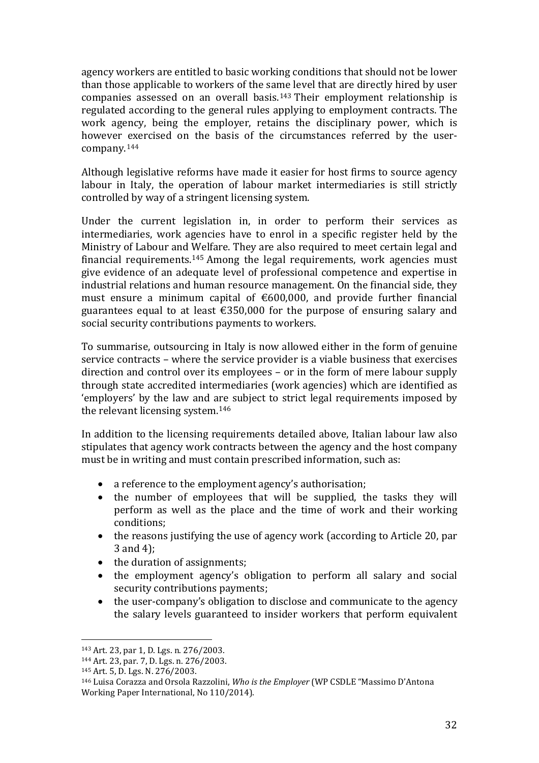agency workers are entitled to basic working conditions that should not be lower than those applicable to workers of the same level that are directly hired by user companies assessed on an overall basis.[143] Their employment relationship is regulated according to the general rules applying to employment contracts. The work agency, being the employer, retains the disciplinary power, which is however exercised on the basis of the circumstances referred by the user-company.[144]

Although legislative reforms have made it easier for host firms to source agency labour in Italy, the operation of labour market intermediaries is still strictly controlled by way of a stringent licensing system.

Under the current legislation in, in order to perform their services as intermediaries, work agencies have to enrol in a specific register held by the Ministry of Labour and Welfare. They are also required to meet certain legal and financial requirements.[145] Among the legal requirements, work agencies must give evidence of an adequate level of professional competence and expertise in industrial relations and human resource management. On the financial side, they must ensure a minimum capital of €600,000, and provide further financial guarantees equal to at least €350,000 for the purpose of ensuring salary and social security contributions payments to workers.

To summarise, outsourcing in Italy is now allowed either in the form of genuine service contracts – where the service provider is a viable business that exercises direction and control over its employees – or in the form of mere labour supply through state accredited intermediaries (work agencies) which are identified as 'employers' by the law and are subject to strict legal requirements imposed by the relevant licensing system.[146]

In addition to the licensing requirements detailed above, Italian labour law also stipulates that agency work contracts between the agency and the host company must be in writing and must contain prescribed information, such as:

- a reference to the employment agency's authorisation;
- the number of employees that will be supplied, the tasks they will perform as well as the place and the time of work and their working conditions;
- the reasons justifying the use of agency work (according to Article 20, par 3 and 4);
- the duration of assignments;
- the employment agency's obligation to perform all salary and social security contributions payments;
- the user-company's obligation to disclose and communicate to the agency the salary levels guaranteed to insider workers that perform equivalent

---

[143] Art. 23, par 1, D. Lgs. n. 276/2003.

[144] Art. 23, par. 7, D. Lgs. n. 276/2003.

[145] Art. 5, D. Lgs. N. 276/2003.

[146] Luisa Corazza and Orsola Razzolini, *Who is the Employer* (WP CSDLE "Massimo D'Antona Working Paper International, No 110/2014).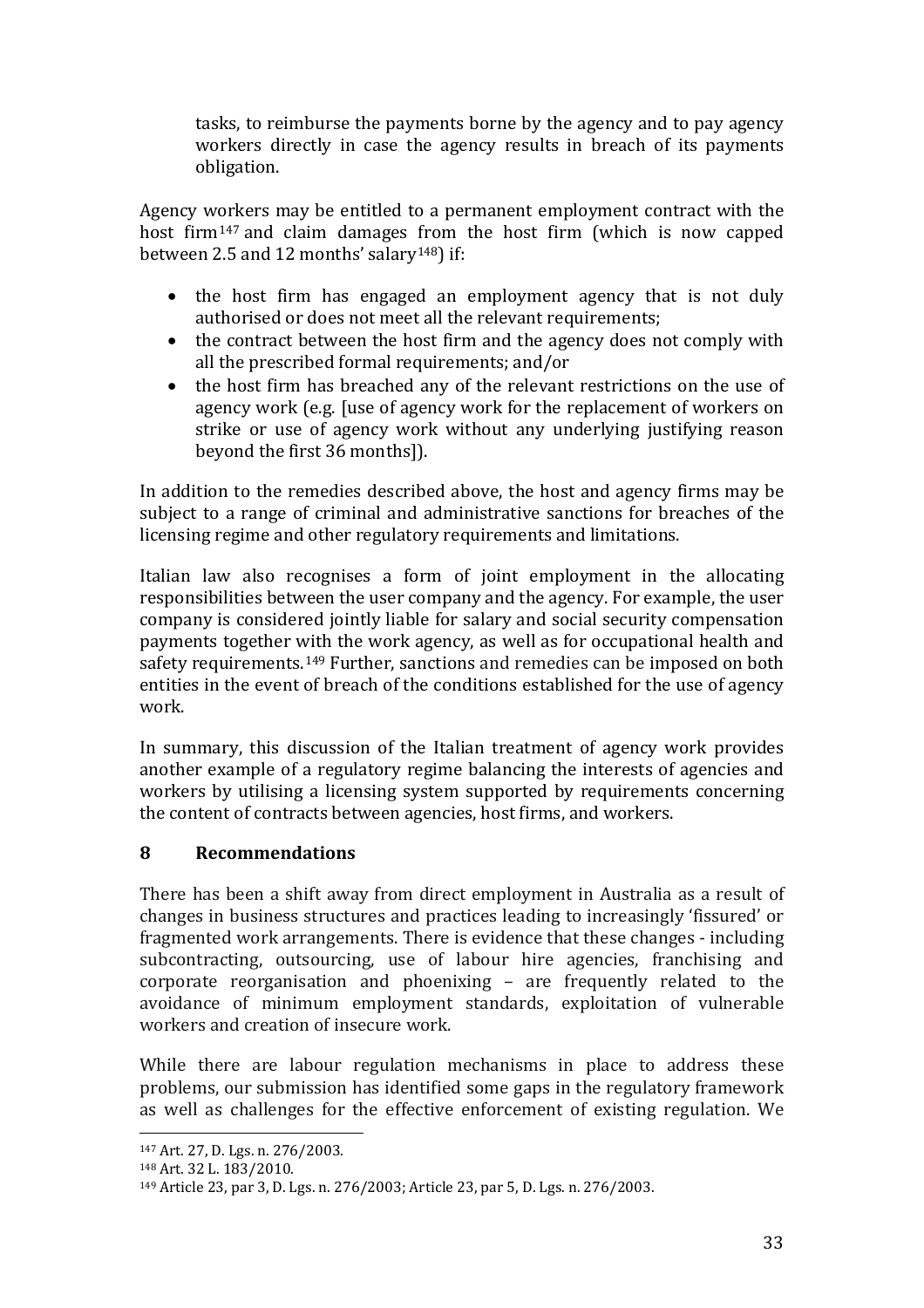tasks, to reimburse the payments borne by the agency and to pay agency workers directly in case the agency results in breach of its payments obligation.

Agency workers may be entitled to a permanent employment contract with the host firm[147] and claim damages from the host firm (which is now capped between 2.5 and 12 months' salary[148]) if:

- the host firm has engaged an employment agency that is not duly authorised or does not meet all the relevant requirements;
- the contract between the host firm and the agency does not comply with all the prescribed formal requirements; and/or
- the host firm has breached any of the relevant restrictions on the use of agency work (e.g. [use of agency work for the replacement of workers on strike or use of agency work without any underlying justifying reason beyond the first 36 months]).

In addition to the remedies described above, the host and agency firms may be subject to a range of criminal and administrative sanctions for breaches of the licensing regime and other regulatory requirements and limitations.

Italian law also recognises a form of joint employment in the allocating responsibilities between the user company and the agency. For example, the user company is considered jointly liable for salary and social security compensation payments together with the work agency, as well as for occupational health and safety requirements.[149] Further, sanctions and remedies can be imposed on both entities in the event of breach of the conditions established for the use of agency work.

In summary, this discussion of the Italian treatment of agency work provides another example of a regulatory regime balancing the interests of agencies and workers by utilising a licensing system supported by requirements concerning the content of contracts between agencies, host firms, and workers.

## 8 Recommendations

There has been a shift away from direct employment in Australia as a result of changes in business structures and practices leading to increasingly 'fissured' or fragmented work arrangements. There is evidence that these changes - including subcontracting, outsourcing, use of labour hire agencies, franchising and corporate reorganisation and phoenixing – are frequently related to the avoidance of minimum employment standards, exploitation of vulnerable workers and creation of insecure work.

While there are labour regulation mechanisms in place to address these problems, our submission has identified some gaps in the regulatory framework as well as challenges for the effective enforcement of existing regulation. We

---

[147] Art. 27, D. Lgs. n. 276/2003.

[148] Art. 32 L. 183/2010.

[149] Article 23, par 3, D. Lgs. n. 276/2003; Article 23, par 5, D. Lgs. n. 276/2003.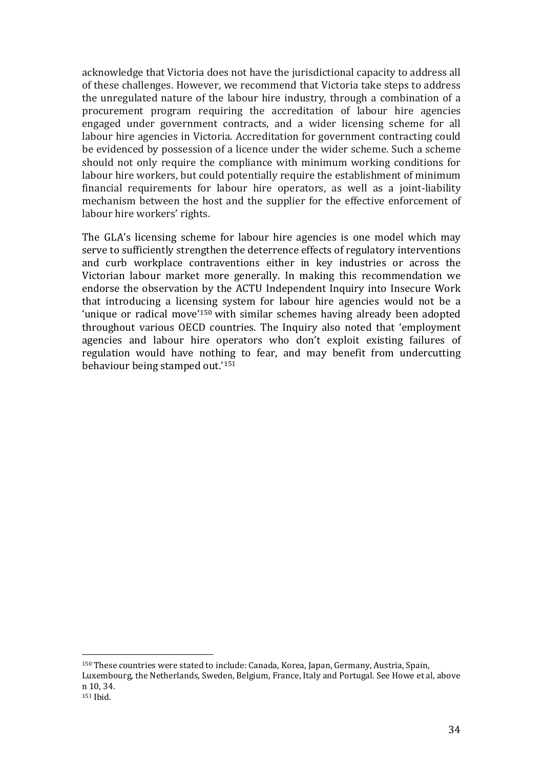acknowledge that Victoria does not have the jurisdictional capacity to address all of these challenges. However, we recommend that Victoria take steps to address the unregulated nature of the labour hire industry, through a combination of a procurement program requiring the accreditation of labour hire agencies engaged under government contracts, and a wider licensing scheme for all labour hire agencies in Victoria. Accreditation for government contracting could be evidenced by possession of a licence under the wider scheme. Such a scheme should not only require the compliance with minimum working conditions for labour hire workers, but could potentially require the establishment of minimum financial requirements for labour hire operators, as well as a joint-liability mechanism between the host and the supplier for the effective enforcement of labour hire workers' rights.

The GLA's licensing scheme for labour hire agencies is one model which may serve to sufficiently strengthen the deterrence effects of regulatory interventions and curb workplace contraventions either in key industries or across the Victorian labour market more generally. In making this recommendation we endorse the observation by the ACTU Independent Inquiry into Insecure Work that introducing a licensing system for labour hire agencies would not be a 'unique or radical move'[150] with similar schemes having already been adopted throughout various OECD countries. The Inquiry also noted that 'employment agencies and labour hire operators who don't exploit existing failures of regulation would have nothing to fear, and may benefit from undercutting behaviour being stamped out.'[151]

---

[150] These countries were stated to include: Canada, Korea, Japan, Germany, Austria, Spain, Luxembourg, the Netherlands, Sweden, Belgium, France, Italy and Portugal. See Howe et al, above n 10, 34.

[151] Ibid.